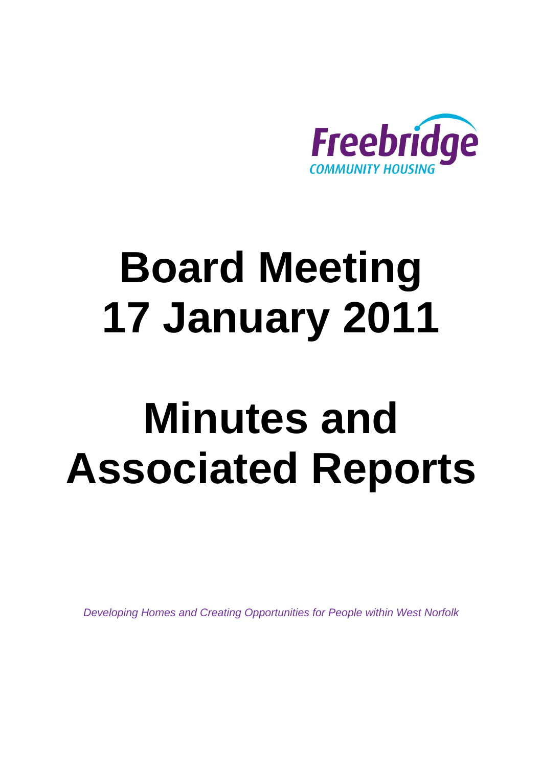Freebridge
COMMUNITY HOUSING

# Board Meeting 17 January 2011

# Minutes and Associated Reports

*Developing Homes and Creating Opportunities for People within West Norfolk*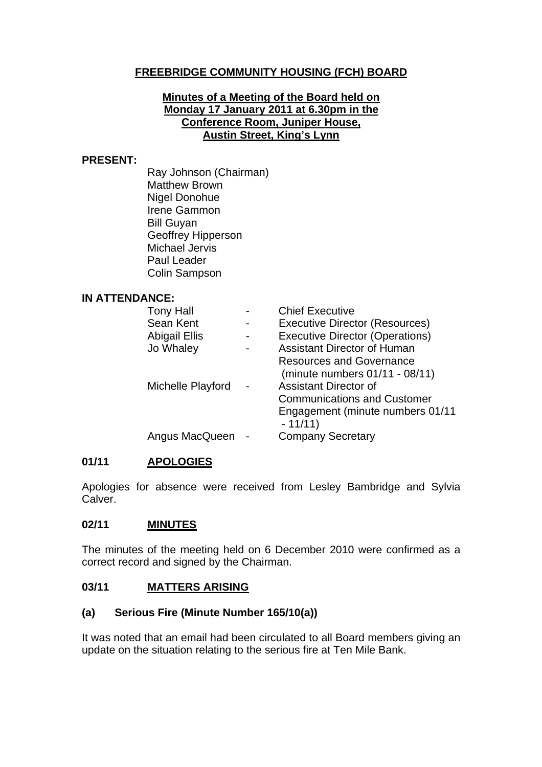## FREEBRIDGE COMMUNITY HOUSING (FCH) BOARD

**Minutes of a Meeting of the Board held on Monday 17 January 2011 at 6.30pm in the Conference Room, Juniper House, Austin Street, King's Lynn**

**PRESENT:**

Ray Johnson (Chairman)
Matthew Brown
Nigel Donohue
Irene Gammon
Bill Guyan
Geoffrey Hipperson
Michael Jervis
Paul Leader
Colin Sampson

**IN ATTENDANCE:**

| | | |
|---|---|---|
| Tony Hall | - | Chief Executive |
| Sean Kent | - | Executive Director (Resources) |
| Abigail Ellis | - | Executive Director (Operations) |
| Jo Whaley | - | Assistant Director of Human Resources and Governance (minute numbers 01/11 - 08/11) |
| Michelle Playford | - | Assistant Director of Communications and Customer Engagement (minute numbers 01/11 - 11/11) |
| Angus MacQueen | - | Company Secretary |

### 01/11 APOLOGIES

Apologies for absence were received from Lesley Bambridge and Sylvia Calver.

### 02/11 MINUTES

The minutes of the meeting held on 6 December 2010 were confirmed as a correct record and signed by the Chairman.

### 03/11 MATTERS ARISING

**(a) Serious Fire (Minute Number 165/10(a))**

It was noted that an email had been circulated to all Board members giving an update on the situation relating to the serious fire at Ten Mile Bank.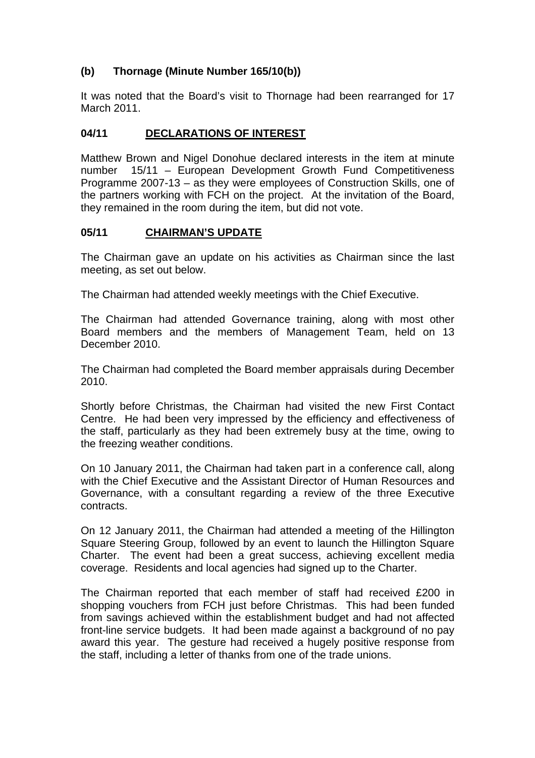### (b) Thornage (Minute Number 165/10(b))

It was noted that the Board's visit to Thornage had been rearranged for 17 March 2011.

### 04/11 <u>DECLARATIONS OF INTEREST</u>

Matthew Brown and Nigel Donohue declared interests in the item at minute number 15/11 – European Development Growth Fund Competitiveness Programme 2007-13 – as they were employees of Construction Skills, one of the partners working with FCH on the project. At the invitation of the Board, they remained in the room during the item, but did not vote.

### 05/11 <u>CHAIRMAN'S UPDATE</u>

The Chairman gave an update on his activities as Chairman since the last meeting, as set out below.

The Chairman had attended weekly meetings with the Chief Executive.

The Chairman had attended Governance training, along with most other Board members and the members of Management Team, held on 13 December 2010.

The Chairman had completed the Board member appraisals during December 2010.

Shortly before Christmas, the Chairman had visited the new First Contact Centre. He had been very impressed by the efficiency and effectiveness of the staff, particularly as they had been extremely busy at the time, owing to the freezing weather conditions.

On 10 January 2011, the Chairman had taken part in a conference call, along with the Chief Executive and the Assistant Director of Human Resources and Governance, with a consultant regarding a review of the three Executive contracts.

On 12 January 2011, the Chairman had attended a meeting of the Hillington Square Steering Group, followed by an event to launch the Hillington Square Charter. The event had been a great success, achieving excellent media coverage. Residents and local agencies had signed up to the Charter.

The Chairman reported that each member of staff had received £200 in shopping vouchers from FCH just before Christmas. This had been funded from savings achieved within the establishment budget and had not affected front-line service budgets. It had been made against a background of no pay award this year. The gesture had received a hugely positive response from the staff, including a letter of thanks from one of the trade unions.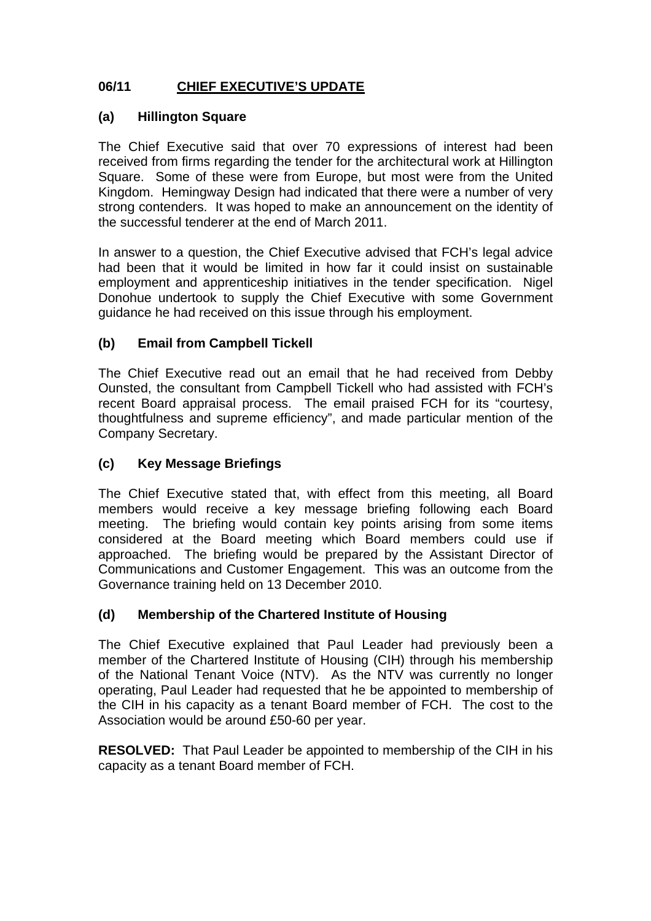## 06/11 CHIEF EXECUTIVE'S UPDATE

### (a) Hillington Square

The Chief Executive said that over 70 expressions of interest had been received from firms regarding the tender for the architectural work at Hillington Square. Some of these were from Europe, but most were from the United Kingdom. Hemingway Design had indicated that there were a number of very strong contenders. It was hoped to make an announcement on the identity of the successful tenderer at the end of March 2011.

In answer to a question, the Chief Executive advised that FCH's legal advice had been that it would be limited in how far it could insist on sustainable employment and apprenticeship initiatives in the tender specification. Nigel Donohue undertook to supply the Chief Executive with some Government guidance he had received on this issue through his employment.

### (b) Email from Campbell Tickell

The Chief Executive read out an email that he had received from Debby Ounsted, the consultant from Campbell Tickell who had assisted with FCH's recent Board appraisal process. The email praised FCH for its "courtesy, thoughtfulness and supreme efficiency", and made particular mention of the Company Secretary.

### (c) Key Message Briefings

The Chief Executive stated that, with effect from this meeting, all Board members would receive a key message briefing following each Board meeting. The briefing would contain key points arising from some items considered at the Board meeting which Board members could use if approached. The briefing would be prepared by the Assistant Director of Communications and Customer Engagement. This was an outcome from the Governance training held on 13 December 2010.

### (d) Membership of the Chartered Institute of Housing

The Chief Executive explained that Paul Leader had previously been a member of the Chartered Institute of Housing (CIH) through his membership of the National Tenant Voice (NTV). As the NTV was currently no longer operating, Paul Leader had requested that he be appointed to membership of the CIH in his capacity as a tenant Board member of FCH. The cost to the Association would be around £50-60 per year.

**RESOLVED:** That Paul Leader be appointed to membership of the CIH in his capacity as a tenant Board member of FCH.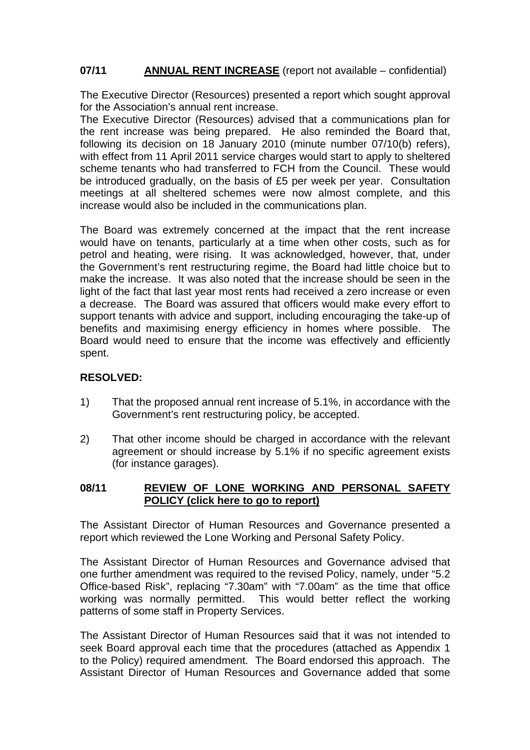**07/11 ANNUAL RENT INCREASE** (report not available – confidential)

The Executive Director (Resources) presented a report which sought approval for the Association's annual rent increase.

The Executive Director (Resources) advised that a communications plan for the rent increase was being prepared. He also reminded the Board that, following its decision on 18 January 2010 (minute number 07/10(b) refers), with effect from 11 April 2011 service charges would start to apply to sheltered scheme tenants who had transferred to FCH from the Council. These would be introduced gradually, on the basis of £5 per week per year. Consultation meetings at all sheltered schemes were now almost complete, and this increase would also be included in the communications plan.

The Board was extremely concerned at the impact that the rent increase would have on tenants, particularly at a time when other costs, such as for petrol and heating, were rising. It was acknowledged, however, that, under the Government's rent restructuring regime, the Board had little choice but to make the increase. It was also noted that the increase should be seen in the light of the fact that last year most rents had received a zero increase or even a decrease. The Board was assured that officers would make every effort to support tenants with advice and support, including encouraging the take-up of benefits and maximising energy efficiency in homes where possible. The Board would need to ensure that the income was effectively and efficiently spent.

**RESOLVED:**

1) That the proposed annual rent increase of 5.1%, in accordance with the Government's rent restructuring policy, be accepted.

2) That other income should be charged in accordance with the relevant agreement or should increase by 5.1% if no specific agreement exists (for instance garages).

**08/11 REVIEW OF LONE WORKING AND PERSONAL SAFETY POLICY (click here to go to report)**

The Assistant Director of Human Resources and Governance presented a report which reviewed the Lone Working and Personal Safety Policy.

The Assistant Director of Human Resources and Governance advised that one further amendment was required to the revised Policy, namely, under "5.2 Office-based Risk", replacing "7.30am" with "7.00am" as the time that office working was normally permitted. This would better reflect the working patterns of some staff in Property Services.

The Assistant Director of Human Resources said that it was not intended to seek Board approval each time that the procedures (attached as Appendix 1 to the Policy) required amendment. The Board endorsed this approach. The Assistant Director of Human Resources and Governance added that some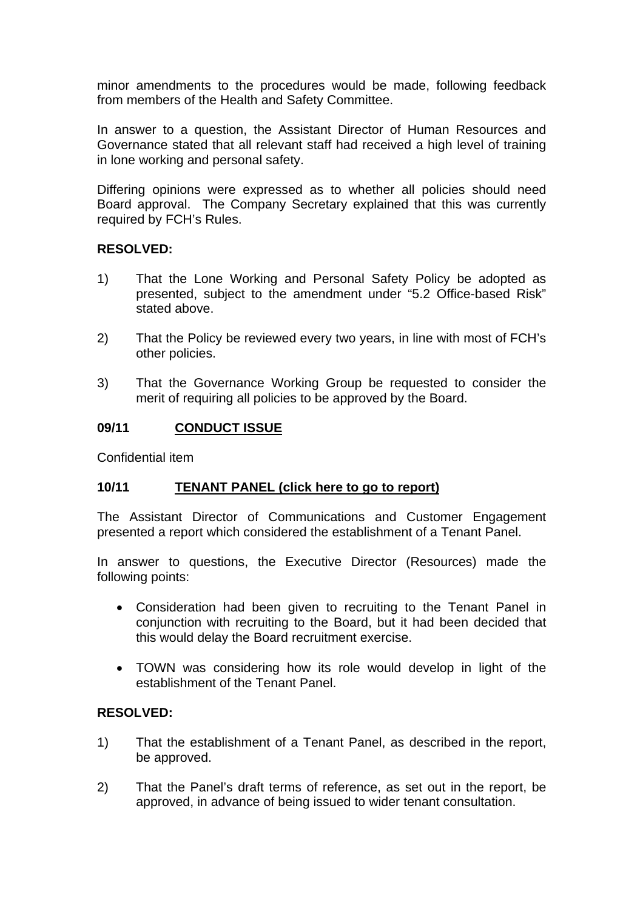minor amendments to the procedures would be made, following feedback from members of the Health and Safety Committee.

In answer to a question, the Assistant Director of Human Resources and Governance stated that all relevant staff had received a high level of training in lone working and personal safety.

Differing opinions were expressed as to whether all policies should need Board approval. The Company Secretary explained that this was currently required by FCH's Rules.

**RESOLVED:**

1) That the Lone Working and Personal Safety Policy be adopted as presented, subject to the amendment under "5.2 Office-based Risk" stated above.

2) That the Policy be reviewed every two years, in line with most of FCH's other policies.

3) That the Governance Working Group be requested to consider the merit of requiring all policies to be approved by the Board.

**09/11 <u>CONDUCT ISSUE</u>**

Confidential item

**10/11 <u>TENANT PANEL (click here to go to report)</u>**

The Assistant Director of Communications and Customer Engagement presented a report which considered the establishment of a Tenant Panel.

In answer to questions, the Executive Director (Resources) made the following points:

- Consideration had been given to recruiting to the Tenant Panel in conjunction with recruiting to the Board, but it had been decided that this would delay the Board recruitment exercise.

- TOWN was considering how its role would develop in light of the establishment of the Tenant Panel.

**RESOLVED:**

1) That the establishment of a Tenant Panel, as described in the report, be approved.

2) That the Panel's draft terms of reference, as set out in the report, be approved, in advance of being issued to wider tenant consultation.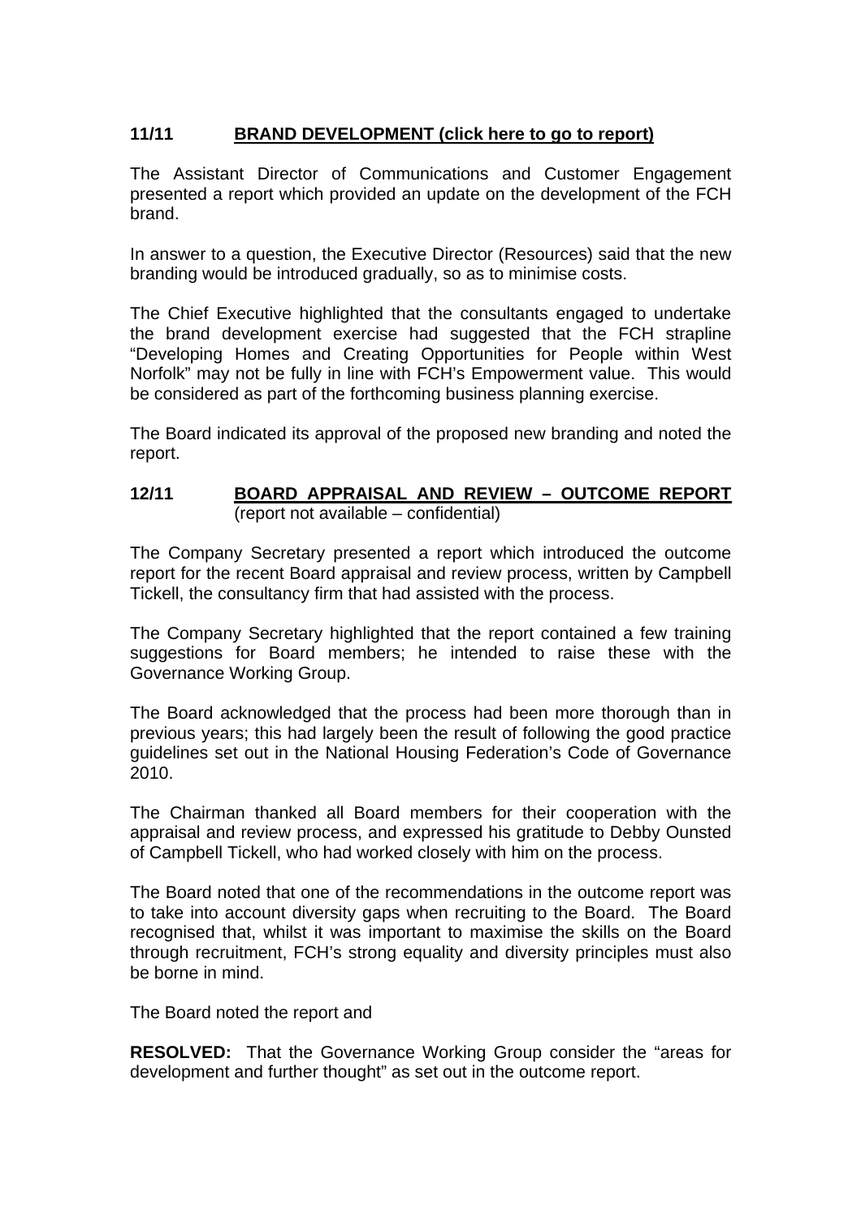## 11/11 BRAND DEVELOPMENT (click here to go to report)

The Assistant Director of Communications and Customer Engagement presented a report which provided an update on the development of the FCH brand.

In answer to a question, the Executive Director (Resources) said that the new branding would be introduced gradually, so as to minimise costs.

The Chief Executive highlighted that the consultants engaged to undertake the brand development exercise had suggested that the FCH strapline "Developing Homes and Creating Opportunities for People within West Norfolk" may not be fully in line with FCH's Empowerment value. This would be considered as part of the forthcoming business planning exercise.

The Board indicated its approval of the proposed new branding and noted the report.

## 12/11 BOARD APPRAISAL AND REVIEW – OUTCOME REPORT (report not available – confidential)

The Company Secretary presented a report which introduced the outcome report for the recent Board appraisal and review process, written by Campbell Tickell, the consultancy firm that had assisted with the process.

The Company Secretary highlighted that the report contained a few training suggestions for Board members; he intended to raise these with the Governance Working Group.

The Board acknowledged that the process had been more thorough than in previous years; this had largely been the result of following the good practice guidelines set out in the National Housing Federation's Code of Governance 2010.

The Chairman thanked all Board members for their cooperation with the appraisal and review process, and expressed his gratitude to Debby Ounsted of Campbell Tickell, who had worked closely with him on the process.

The Board noted that one of the recommendations in the outcome report was to take into account diversity gaps when recruiting to the Board. The Board recognised that, whilst it was important to maximise the skills on the Board through recruitment, FCH's strong equality and diversity principles must also be borne in mind.

The Board noted the report and

**RESOLVED:** That the Governance Working Group consider the "areas for development and further thought" as set out in the outcome report.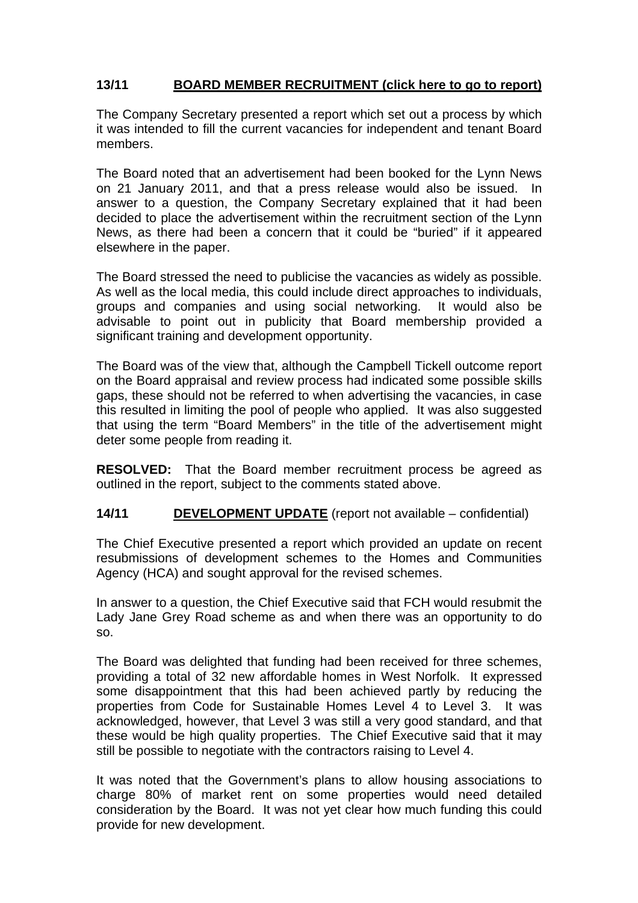**13/11 BOARD MEMBER RECRUITMENT (click here to go to report)**

The Company Secretary presented a report which set out a process by which it was intended to fill the current vacancies for independent and tenant Board members.

The Board noted that an advertisement had been booked for the Lynn News on 21 January 2011, and that a press release would also be issued. In answer to a question, the Company Secretary explained that it had been decided to place the advertisement within the recruitment section of the Lynn News, as there had been a concern that it could be "buried" if it appeared elsewhere in the paper.

The Board stressed the need to publicise the vacancies as widely as possible. As well as the local media, this could include direct approaches to individuals, groups and companies and using social networking. It would also be advisable to point out in publicity that Board membership provided a significant training and development opportunity.

The Board was of the view that, although the Campbell Tickell outcome report on the Board appraisal and review process had indicated some possible skills gaps, these should not be referred to when advertising the vacancies, in case this resulted in limiting the pool of people who applied. It was also suggested that using the term "Board Members" in the title of the advertisement might deter some people from reading it.

**RESOLVED:** That the Board member recruitment process be agreed as outlined in the report, subject to the comments stated above.

**14/11 DEVELOPMENT UPDATE** (report not available – confidential)

The Chief Executive presented a report which provided an update on recent resubmissions of development schemes to the Homes and Communities Agency (HCA) and sought approval for the revised schemes.

In answer to a question, the Chief Executive said that FCH would resubmit the Lady Jane Grey Road scheme as and when there was an opportunity to do so.

The Board was delighted that funding had been received for three schemes, providing a total of 32 new affordable homes in West Norfolk. It expressed some disappointment that this had been achieved partly by reducing the properties from Code for Sustainable Homes Level 4 to Level 3. It was acknowledged, however, that Level 3 was still a very good standard, and that these would be high quality properties. The Chief Executive said that it may still be possible to negotiate with the contractors raising to Level 4.

It was noted that the Government's plans to allow housing associations to charge 80% of market rent on some properties would need detailed consideration by the Board. It was not yet clear how much funding this could provide for new development.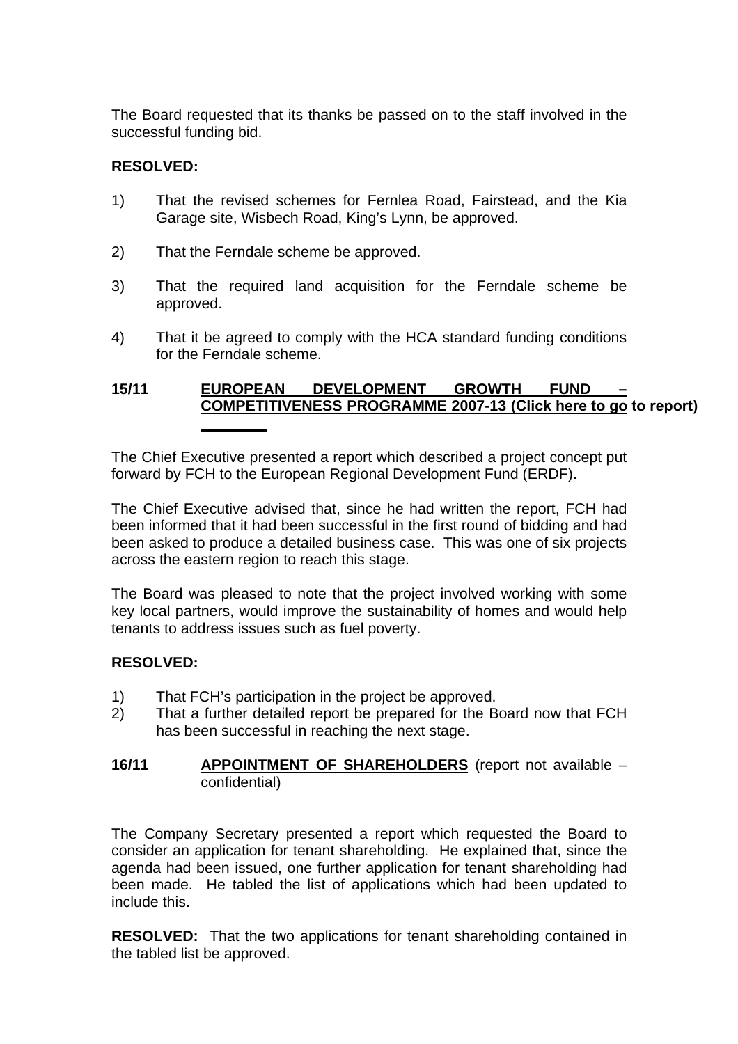The Board requested that its thanks be passed on to the staff involved in the successful funding bid.

**RESOLVED:**

1) That the revised schemes for Fernlea Road, Fairstead, and the Kia Garage site, Wisbech Road, King's Lynn, be approved.

2) That the Ferndale scheme be approved.

3) That the required land acquisition for the Ferndale scheme be approved.

4) That it be agreed to comply with the HCA standard funding conditions for the Ferndale scheme.

**15/11 EUROPEAN DEVELOPMENT GROWTH FUND – COMPETITIVENESS PROGRAMME 2007-13 (Click here to go to report)**

The Chief Executive presented a report which described a project concept put forward by FCH to the European Regional Development Fund (ERDF).

The Chief Executive advised that, since he had written the report, FCH had been informed that it had been successful in the first round of bidding and had been asked to produce a detailed business case. This was one of six projects across the eastern region to reach this stage.

The Board was pleased to note that the project involved working with some key local partners, would improve the sustainability of homes and would help tenants to address issues such as fuel poverty.

**RESOLVED:**

1) That FCH's participation in the project be approved.
2) That a further detailed report be prepared for the Board now that FCH has been successful in reaching the next stage.

**16/11 APPOINTMENT OF SHAREHOLDERS** (report not available – confidential)

The Company Secretary presented a report which requested the Board to consider an application for tenant shareholding. He explained that, since the agenda had been issued, one further application for tenant shareholding had been made. He tabled the list of applications which had been updated to include this.

**RESOLVED:** That the two applications for tenant shareholding contained in the tabled list be approved.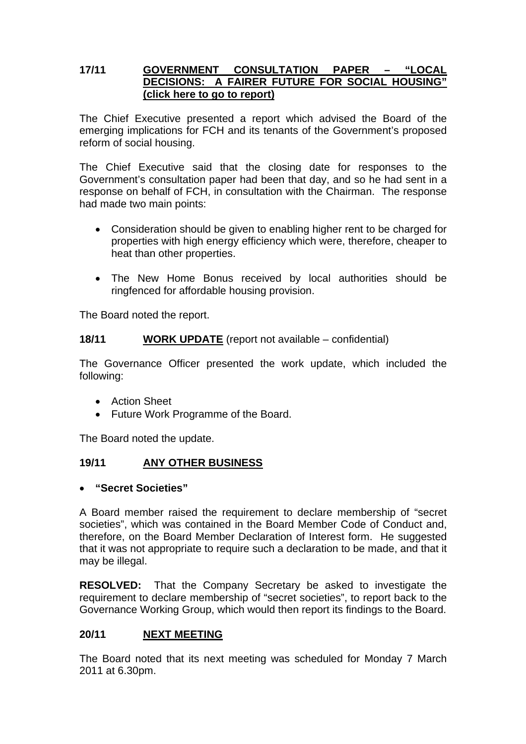## 17/11 **GOVERNMENT CONSULTATION PAPER – "LOCAL DECISIONS: A FAIRER FUTURE FOR SOCIAL HOUSING" (click here to go to report)**

The Chief Executive presented a report which advised the Board of the emerging implications for FCH and its tenants of the Government's proposed reform of social housing.

The Chief Executive said that the closing date for responses to the Government's consultation paper had been that day, and so he had sent in a response on behalf of FCH, in consultation with the Chairman. The response had made two main points:

- Consideration should be given to enabling higher rent to be charged for properties with high energy efficiency which were, therefore, cheaper to heat than other properties.
- The New Home Bonus received by local authorities should be ringfenced for affordable housing provision.

The Board noted the report.

## 18/11 **WORK UPDATE** (report not available – confidential)

The Governance Officer presented the work update, which included the following:

- Action Sheet
- Future Work Programme of the Board.

The Board noted the update.

## 19/11 **ANY OTHER BUSINESS**

- **"Secret Societies"**

A Board member raised the requirement to declare membership of "secret societies", which was contained in the Board Member Code of Conduct and, therefore, on the Board Member Declaration of Interest form. He suggested that it was not appropriate to require such a declaration to be made, and that it may be illegal.

**RESOLVED:** That the Company Secretary be asked to investigate the requirement to declare membership of "secret societies", to report back to the Governance Working Group, which would then report its findings to the Board.

## 20/11 **NEXT MEETING**

The Board noted that its next meeting was scheduled for Monday 7 March 2011 at 6.30pm.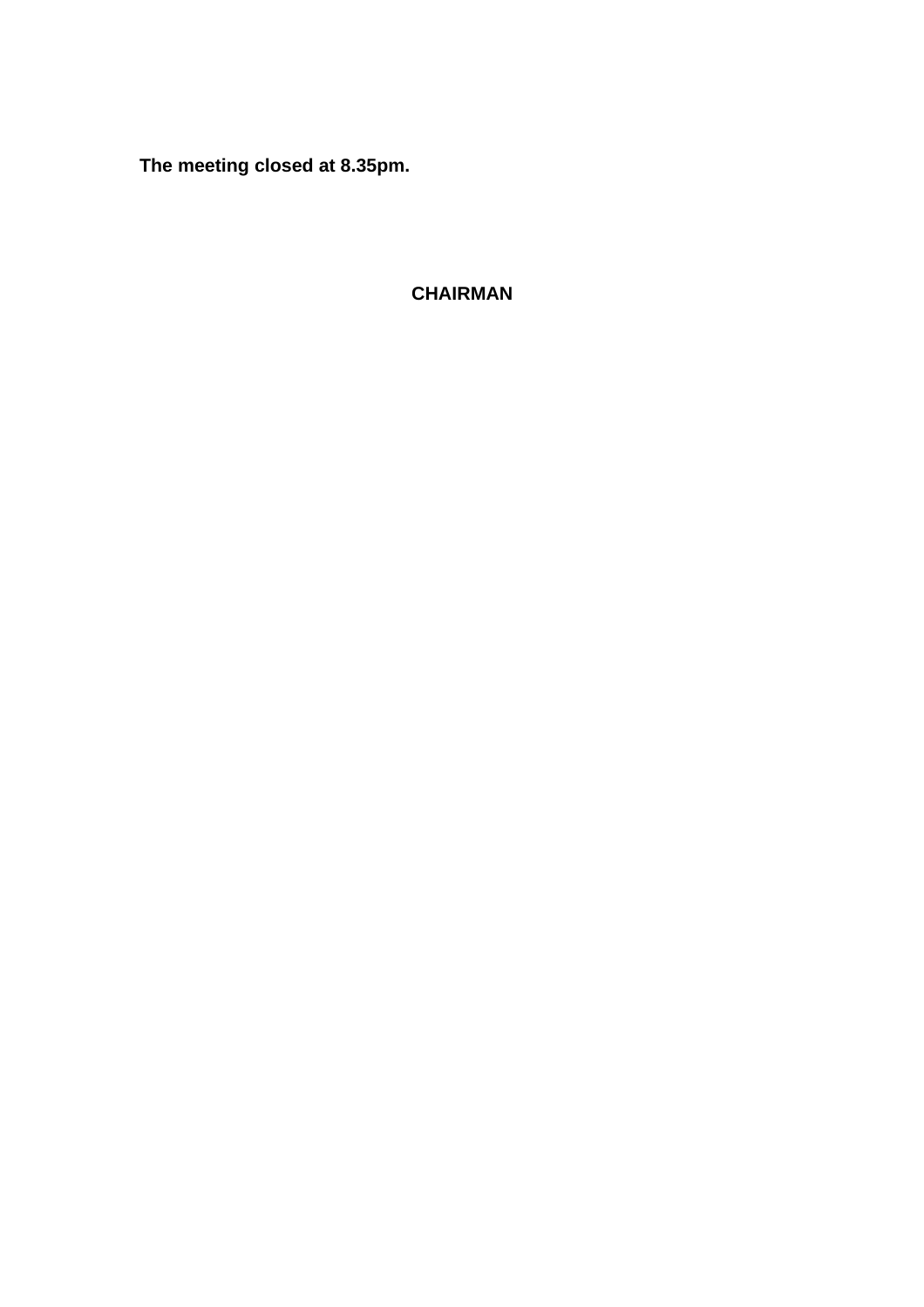**The meeting closed at 8.35pm.**

**CHAIRMAN**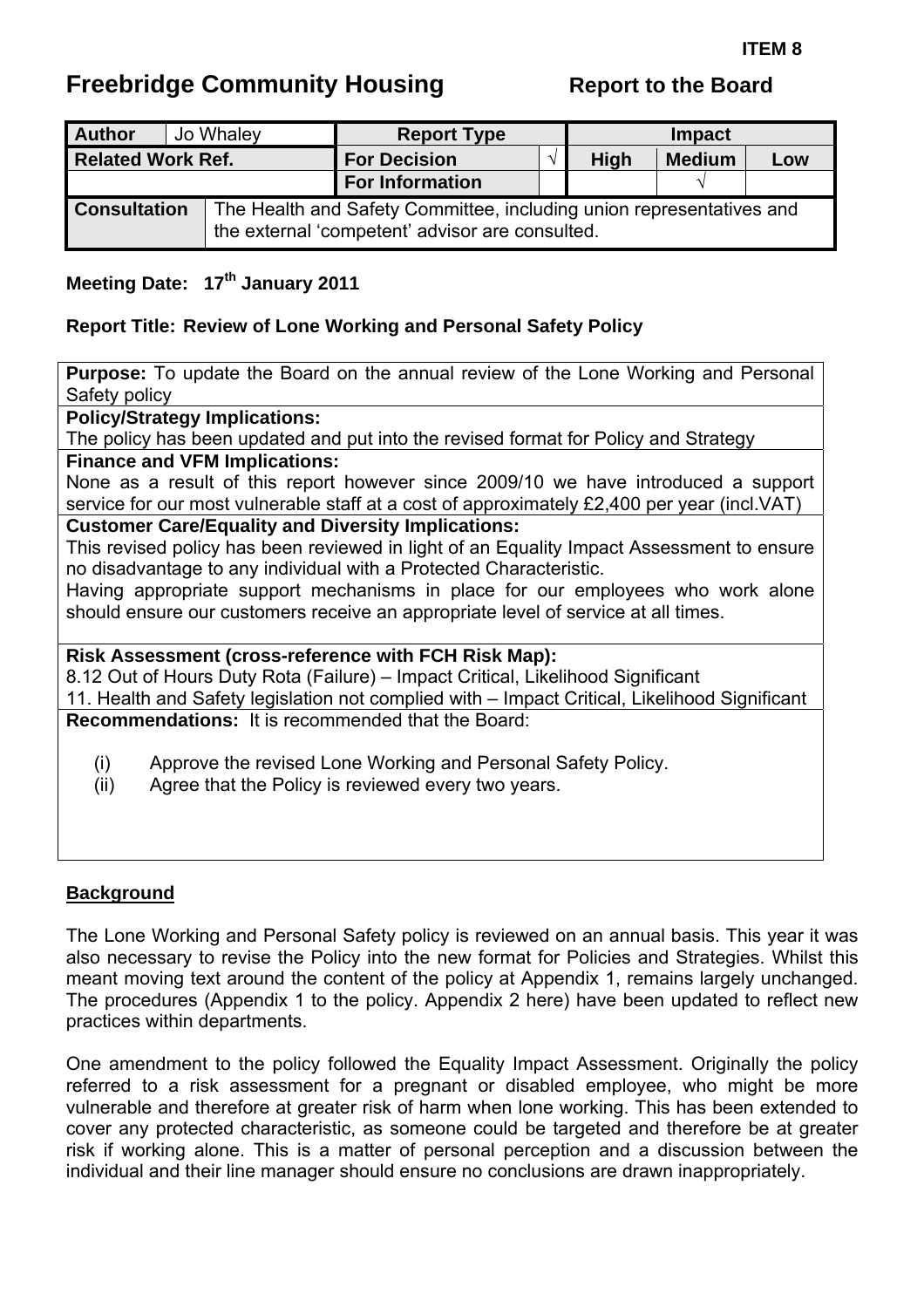**ITEM 8**

# Freebridge Community Housing

**Report to the Board**

| **Author** | Jo Whaley | **Report Type** | | **Impact** | | |
|---|---|---|---|---|---|---|
| **Related Work Ref.** | | **For Decision** | √ | **High** | **Medium** | **Low** |
| | | **For Information** | | | √ | |
| **Consultation** | The Health and Safety Committee, including union representatives and the external 'competent' advisor are consulted. | | | | | |

**Meeting Date:** **17th January 2011**

**Report Title: Review of Lone Working and Personal Safety Policy**

**Purpose:** To update the Board on the annual review of the Lone Working and Personal Safety policy

**Policy/Strategy Implications:**
The policy has been updated and put into the revised format for Policy and Strategy

**Finance and VFM Implications:**
None as a result of this report however since 2009/10 we have introduced a support service for our most vulnerable staff at a cost of approximately £2,400 per year (incl.VAT)

**Customer Care/Equality and Diversity Implications:**
This revised policy has been reviewed in light of an Equality Impact Assessment to ensure no disadvantage to any individual with a Protected Characteristic.
Having appropriate support mechanisms in place for our employees who work alone should ensure our customers receive an appropriate level of service at all times.

**Risk Assessment (cross-reference with FCH Risk Map):**
8.12 Out of Hours Duty Rota (Failure) – Impact Critical, Likelihood Significant
11. Health and Safety legislation not complied with – Impact Critical, Likelihood Significant

**Recommendations:** It is recommended that the Board:

(i) Approve the revised Lone Working and Personal Safety Policy.
(ii) Agree that the Policy is reviewed every two years.

## Background

The Lone Working and Personal Safety policy is reviewed on an annual basis. This year it was also necessary to revise the Policy into the new format for Policies and Strategies. Whilst this meant moving text around the content of the policy at Appendix 1, remains largely unchanged. The procedures (Appendix 1 to the policy. Appendix 2 here) have been updated to reflect new practices within departments.

One amendment to the policy followed the Equality Impact Assessment. Originally the policy referred to a risk assessment for a pregnant or disabled employee, who might be more vulnerable and therefore at greater risk of harm when lone working. This has been extended to cover any protected characteristic, as someone could be targeted and therefore be at greater risk if working alone. This is a matter of personal perception and a discussion between the individual and their line manager should ensure no conclusions are drawn inappropriately.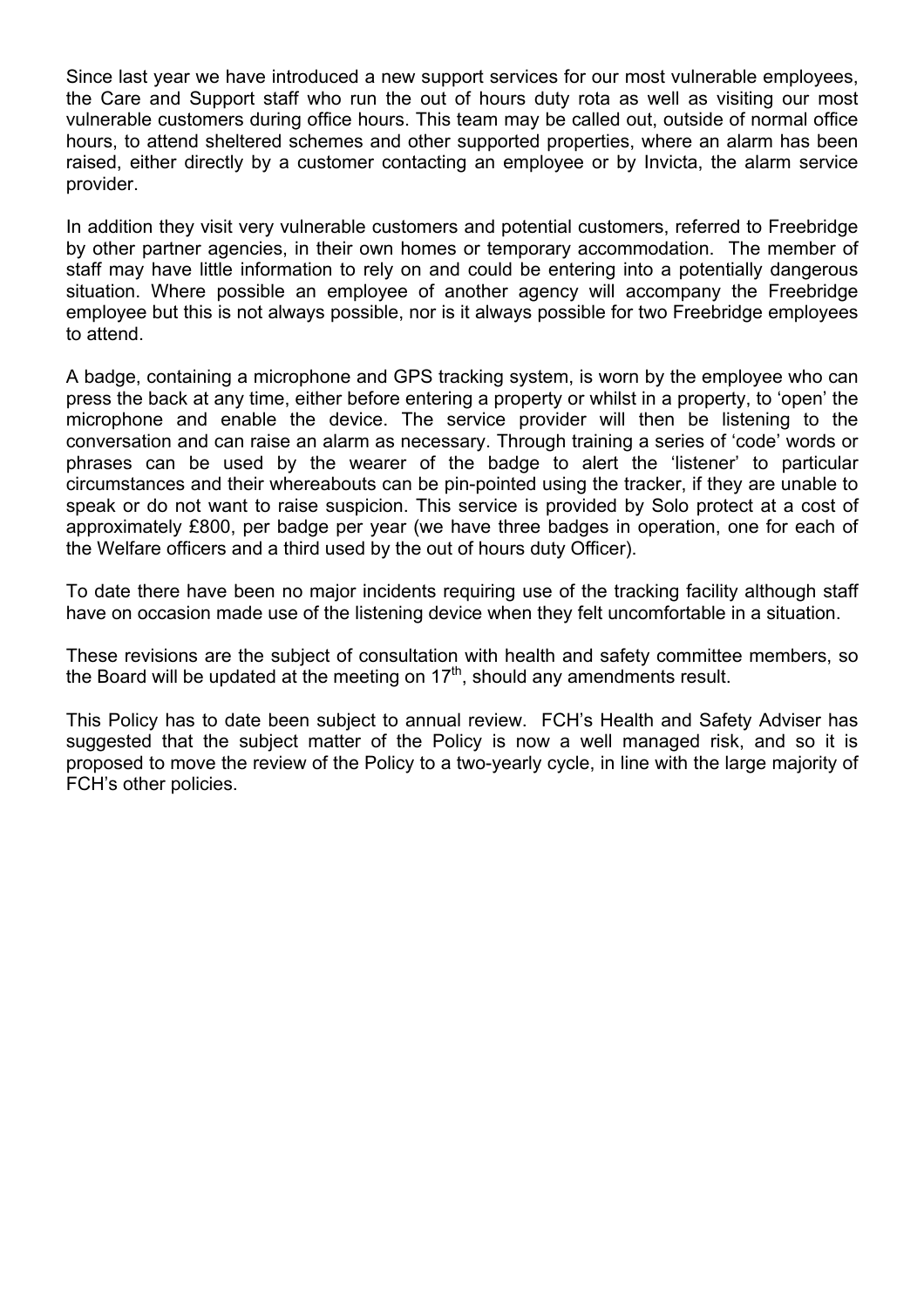Since last year we have introduced a new support services for our most vulnerable employees, the Care and Support staff who run the out of hours duty rota as well as visiting our most vulnerable customers during office hours. This team may be called out, outside of normal office hours, to attend sheltered schemes and other supported properties, where an alarm has been raised, either directly by a customer contacting an employee or by Invicta, the alarm service provider.

In addition they visit very vulnerable customers and potential customers, referred to Freebridge by other partner agencies, in their own homes or temporary accommodation. The member of staff may have little information to rely on and could be entering into a potentially dangerous situation. Where possible an employee of another agency will accompany the Freebridge employee but this is not always possible, nor is it always possible for two Freebridge employees to attend.

A badge, containing a microphone and GPS tracking system, is worn by the employee who can press the back at any time, either before entering a property or whilst in a property, to 'open' the microphone and enable the device. The service provider will then be listening to the conversation and can raise an alarm as necessary. Through training a series of 'code' words or phrases can be used by the wearer of the badge to alert the 'listener' to particular circumstances and their whereabouts can be pin-pointed using the tracker, if they are unable to speak or do not want to raise suspicion. This service is provided by Solo protect at a cost of approximately £800, per badge per year (we have three badges in operation, one for each of the Welfare officers and a third used by the out of hours duty Officer).

To date there have been no major incidents requiring use of the tracking facility although staff have on occasion made use of the listening device when they felt uncomfortable in a situation.

These revisions are the subject of consultation with health and safety committee members, so the Board will be updated at the meeting on 17th, should any amendments result.

This Policy has to date been subject to annual review. FCH's Health and Safety Adviser has suggested that the subject matter of the Policy is now a well managed risk, and so it is proposed to move the review of the Policy to a two-yearly cycle, in line with the large majority of FCH's other policies.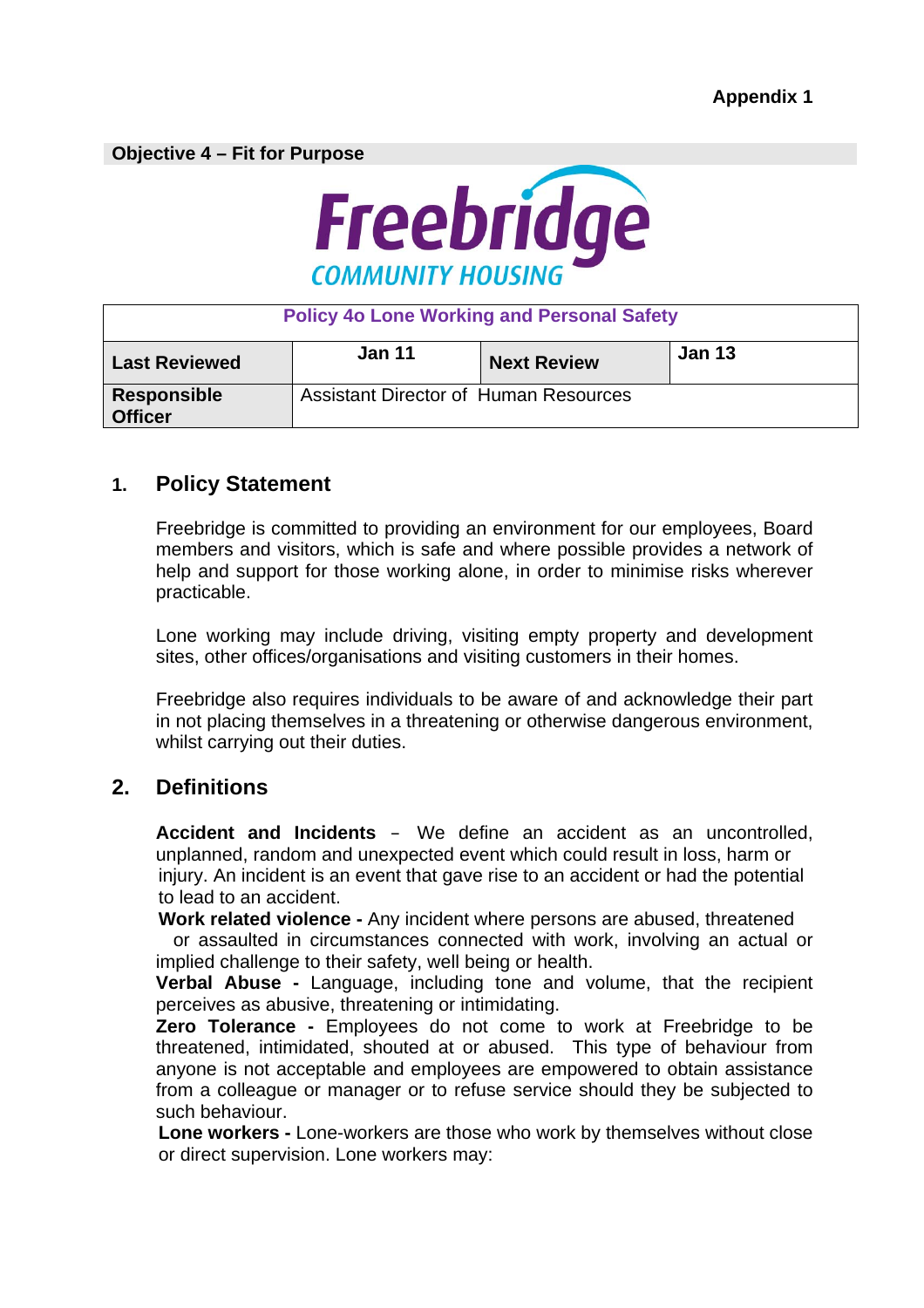**Appendix 1**

**Objective 4 – Fit for Purpose**

Freebridge COMMUNITY HOUSING

| Policy 4o Lone Working and Personal Safety | | | |
|---|---|---|---|
| **Last Reviewed** | **Jan 11** | **Next Review** | **Jan 13** |
| **Responsible Officer** | Assistant Director of Human Resources | | |

## 1. Policy Statement

Freebridge is committed to providing an environment for our employees, Board members and visitors, which is safe and where possible provides a network of help and support for those working alone, in order to minimise risks wherever practicable.

Lone working may include driving, visiting empty property and development sites, other offices/organisations and visiting customers in their homes.

Freebridge also requires individuals to be aware of and acknowledge their part in not placing themselves in a threatening or otherwise dangerous environment, whilst carrying out their duties.

## 2. Definitions

**Accident and Incidents** – We define an accident as an uncontrolled, unplanned, random and unexpected event which could result in loss, harm or injury. An incident is an event that gave rise to an accident or had the potential to lead to an accident.

**Work related violence -** Any incident where persons are abused, threatened or assaulted in circumstances connected with work, involving an actual or implied challenge to their safety, well being or health.

**Verbal Abuse -** Language, including tone and volume, that the recipient perceives as abusive, threatening or intimidating.

**Zero Tolerance -** Employees do not come to work at Freebridge to be threatened, intimidated, shouted at or abused. This type of behaviour from anyone is not acceptable and employees are empowered to obtain assistance from a colleague or manager or to refuse service should they be subjected to such behaviour.

**Lone workers -** Lone-workers are those who work by themselves without close or direct supervision. Lone workers may: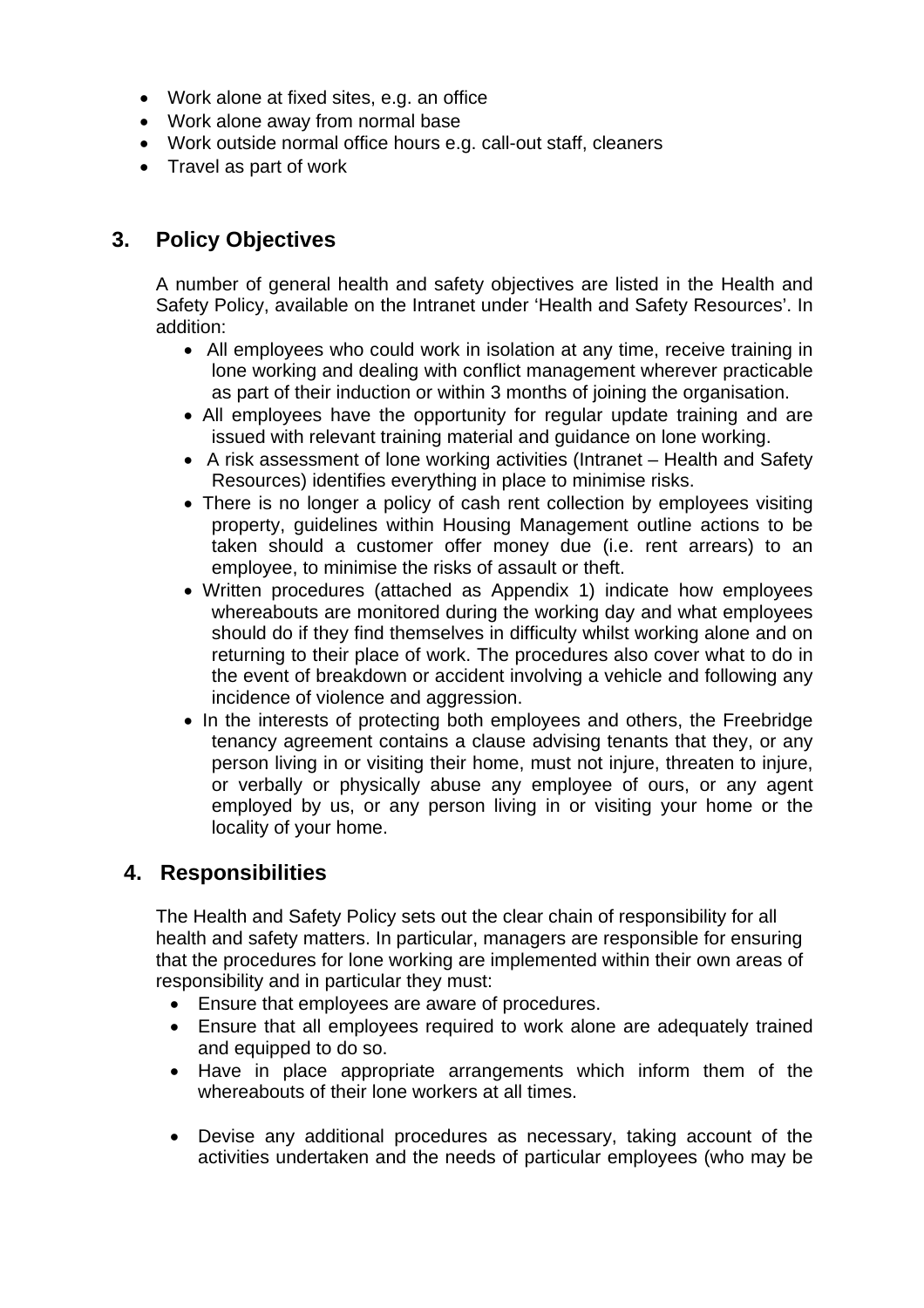- Work alone at fixed sites, e.g. an office
- Work alone away from normal base
- Work outside normal office hours e.g. call-out staff, cleaners
- Travel as part of work

## 3. Policy Objectives

A number of general health and safety objectives are listed in the Health and Safety Policy, available on the Intranet under 'Health and Safety Resources'. In addition:

- All employees who could work in isolation at any time, receive training in lone working and dealing with conflict management wherever practicable as part of their induction or within 3 months of joining the organisation.
- All employees have the opportunity for regular update training and are issued with relevant training material and guidance on lone working.
- A risk assessment of lone working activities (Intranet – Health and Safety Resources) identifies everything in place to minimise risks.
- There is no longer a policy of cash rent collection by employees visiting property, guidelines within Housing Management outline actions to be taken should a customer offer money due (i.e. rent arrears) to an employee, to minimise the risks of assault or theft.
- Written procedures (attached as Appendix 1) indicate how employees whereabouts are monitored during the working day and what employees should do if they find themselves in difficulty whilst working alone and on returning to their place of work. The procedures also cover what to do in the event of breakdown or accident involving a vehicle and following any incidence of violence and aggression.
- In the interests of protecting both employees and others, the Freebridge tenancy agreement contains a clause advising tenants that they, or any person living in or visiting their home, must not injure, threaten to injure, or verbally or physically abuse any employee of ours, or any agent employed by us, or any person living in or visiting your home or the locality of your home.

## 4. Responsibilities

The Health and Safety Policy sets out the clear chain of responsibility for all health and safety matters. In particular, managers are responsible for ensuring that the procedures for lone working are implemented within their own areas of responsibility and in particular they must:

- Ensure that employees are aware of procedures.
- Ensure that all employees required to work alone are adequately trained and equipped to do so.
- Have in place appropriate arrangements which inform them of the whereabouts of their lone workers at all times.
- Devise any additional procedures as necessary, taking account of the activities undertaken and the needs of particular employees (who may be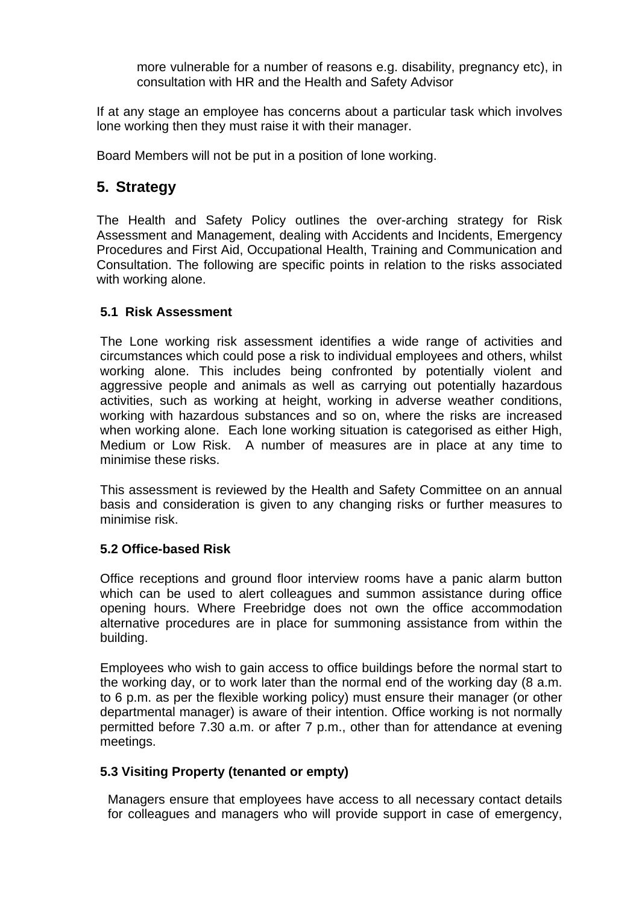more vulnerable for a number of reasons e.g. disability, pregnancy etc), in consultation with HR and the Health and Safety Advisor

If at any stage an employee has concerns about a particular task which involves lone working then they must raise it with their manager.

Board Members will not be put in a position of lone working.

## 5. Strategy

The Health and Safety Policy outlines the over-arching strategy for Risk Assessment and Management, dealing with Accidents and Incidents, Emergency Procedures and First Aid, Occupational Health, Training and Communication and Consultation. The following are specific points in relation to the risks associated with working alone.

### 5.1 Risk Assessment

The Lone working risk assessment identifies a wide range of activities and circumstances which could pose a risk to individual employees and others, whilst working alone. This includes being confronted by potentially violent and aggressive people and animals as well as carrying out potentially hazardous activities, such as working at height, working in adverse weather conditions, working with hazardous substances and so on, where the risks are increased when working alone. Each lone working situation is categorised as either High, Medium or Low Risk. A number of measures are in place at any time to minimise these risks.

This assessment is reviewed by the Health and Safety Committee on an annual basis and consideration is given to any changing risks or further measures to minimise risk.

### 5.2 Office-based Risk

Office receptions and ground floor interview rooms have a panic alarm button which can be used to alert colleagues and summon assistance during office opening hours. Where Freebridge does not own the office accommodation alternative procedures are in place for summoning assistance from within the building.

Employees who wish to gain access to office buildings before the normal start to the working day, or to work later than the normal end of the working day (8 a.m. to 6 p.m. as per the flexible working policy) must ensure their manager (or other departmental manager) is aware of their intention. Office working is not normally permitted before 7.30 a.m. or after 7 p.m., other than for attendance at evening meetings.

### 5.3 Visiting Property (tenanted or empty)

Managers ensure that employees have access to all necessary contact details for colleagues and managers who will provide support in case of emergency,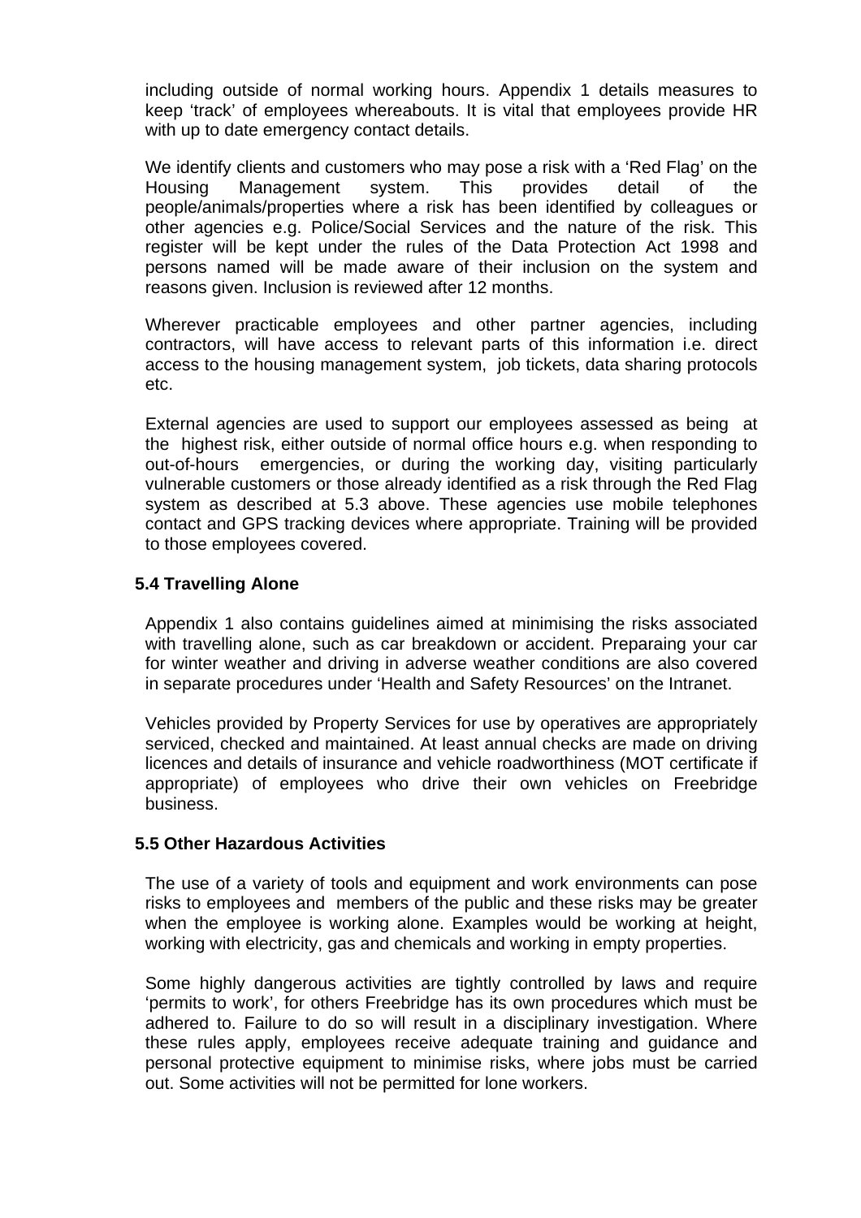including outside of normal working hours. Appendix 1 details measures to keep 'track' of employees whereabouts. It is vital that employees provide HR with up to date emergency contact details.

We identify clients and customers who may pose a risk with a 'Red Flag' on the Housing Management system. This provides detail of the people/animals/properties where a risk has been identified by colleagues or other agencies e.g. Police/Social Services and the nature of the risk. This register will be kept under the rules of the Data Protection Act 1998 and persons named will be made aware of their inclusion on the system and reasons given. Inclusion is reviewed after 12 months.

Wherever practicable employees and other partner agencies, including contractors, will have access to relevant parts of this information i.e. direct access to the housing management system, job tickets, data sharing protocols etc.

External agencies are used to support our employees assessed as being at the highest risk, either outside of normal office hours e.g. when responding to out-of-hours emergencies, or during the working day, visiting particularly vulnerable customers or those already identified as a risk through the Red Flag system as described at 5.3 above. These agencies use mobile telephones contact and GPS tracking devices where appropriate. Training will be provided to those employees covered.

### 5.4 Travelling Alone

Appendix 1 also contains guidelines aimed at minimising the risks associated with travelling alone, such as car breakdown or accident. Preparaing your car for winter weather and driving in adverse weather conditions are also covered in separate procedures under 'Health and Safety Resources' on the Intranet.

Vehicles provided by Property Services for use by operatives are appropriately serviced, checked and maintained. At least annual checks are made on driving licences and details of insurance and vehicle roadworthiness (MOT certificate if appropriate) of employees who drive their own vehicles on Freebridge business.

### 5.5 Other Hazardous Activities

The use of a variety of tools and equipment and work environments can pose risks to employees and members of the public and these risks may be greater when the employee is working alone. Examples would be working at height, working with electricity, gas and chemicals and working in empty properties.

Some highly dangerous activities are tightly controlled by laws and require 'permits to work', for others Freebridge has its own procedures which must be adhered to. Failure to do so will result in a disciplinary investigation. Where these rules apply, employees receive adequate training and guidance and personal protective equipment to minimise risks, where jobs must be carried out. Some activities will not be permitted for lone workers.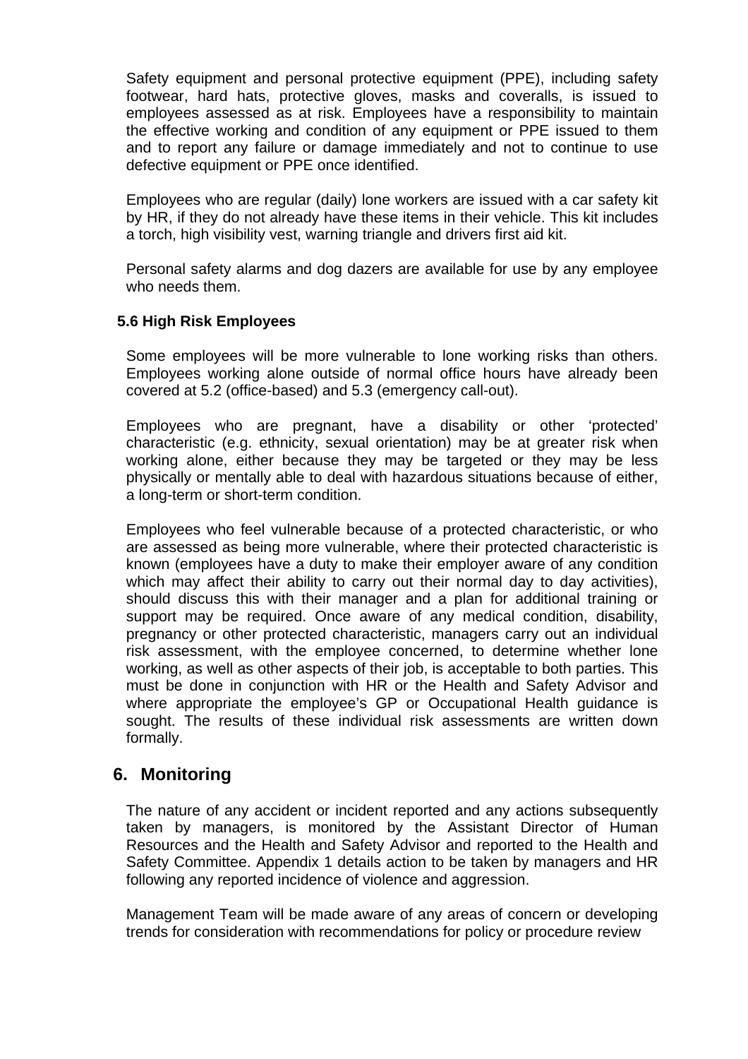Safety equipment and personal protective equipment (PPE), including safety footwear, hard hats, protective gloves, masks and coveralls, is issued to employees assessed as at risk. Employees have a responsibility to maintain the effective working and condition of any equipment or PPE issued to them and to report any failure or damage immediately and not to continue to use defective equipment or PPE once identified.

Employees who are regular (daily) lone workers are issued with a car safety kit by HR, if they do not already have these items in their vehicle. This kit includes a torch, high visibility vest, warning triangle and drivers first aid kit.

Personal safety alarms and dog dazers are available for use by any employee who needs them.

### 5.6 High Risk Employees

Some employees will be more vulnerable to lone working risks than others. Employees working alone outside of normal office hours have already been covered at 5.2 (office-based) and 5.3 (emergency call-out).

Employees who are pregnant, have a disability or other 'protected' characteristic (e.g. ethnicity, sexual orientation) may be at greater risk when working alone, either because they may be targeted or they may be less physically or mentally able to deal with hazardous situations because of either, a long-term or short-term condition.

Employees who feel vulnerable because of a protected characteristic, or who are assessed as being more vulnerable, where their protected characteristic is known (employees have a duty to make their employer aware of any condition which may affect their ability to carry out their normal day to day activities), should discuss this with their manager and a plan for additional training or support may be required. Once aware of any medical condition, disability, pregnancy or other protected characteristic, managers carry out an individual risk assessment, with the employee concerned, to determine whether lone working, as well as other aspects of their job, is acceptable to both parties. This must be done in conjunction with HR or the Health and Safety Advisor and where appropriate the employee's GP or Occupational Health guidance is sought. The results of these individual risk assessments are written down formally.

## 6. Monitoring

The nature of any accident or incident reported and any actions subsequently taken by managers, is monitored by the Assistant Director of Human Resources and the Health and Safety Advisor and reported to the Health and Safety Committee. Appendix 1 details action to be taken by managers and HR following any reported incidence of violence and aggression.

Management Team will be made aware of any areas of concern or developing trends for consideration with recommendations for policy or procedure review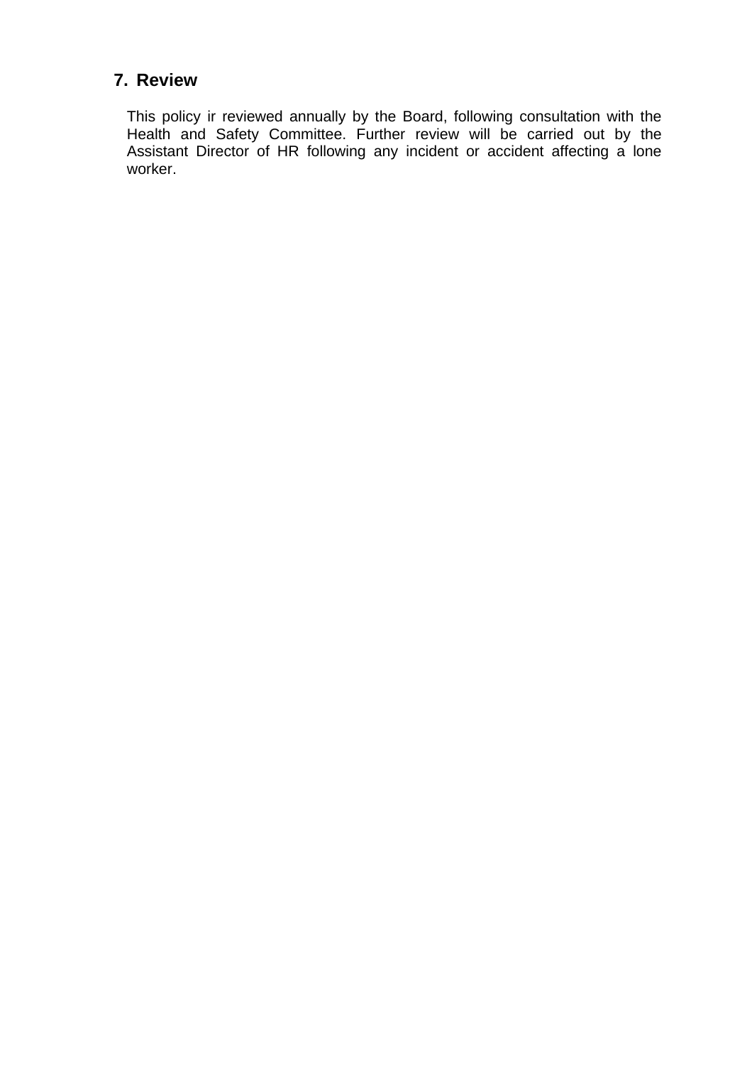## 7. Review

This policy ir reviewed annually by the Board, following consultation with the Health and Safety Committee. Further review will be carried out by the Assistant Director of HR following any incident or accident affecting a lone worker.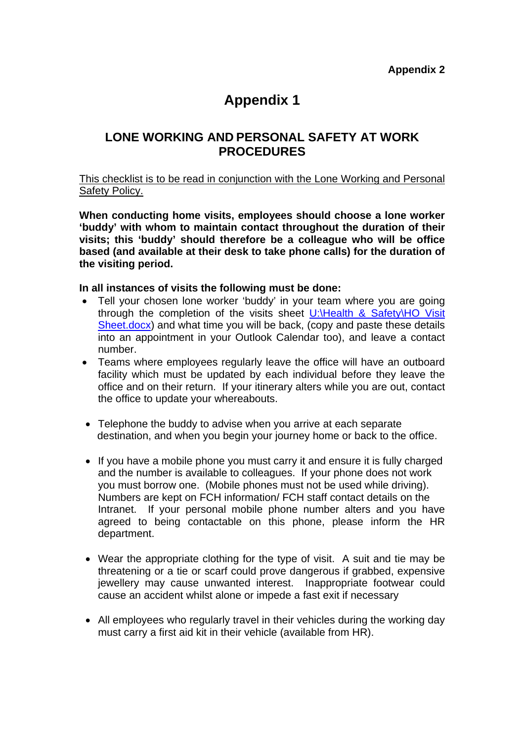**Appendix 2**

# Appendix 1

## LONE WORKING AND PERSONAL SAFETY AT WORK PROCEDURES

This checklist is to be read in conjunction with the Lone Working and Personal Safety Policy.

**When conducting home visits, employees should choose a lone worker 'buddy' with whom to maintain contact throughout the duration of their visits; this 'buddy' should therefore be a colleague who will be office based (and available at their desk to take phone calls) for the duration of the visiting period.**

**In all instances of visits the following must be done:**

- Tell your chosen lone worker 'buddy' in your team where you are going through the completion of the visits sheet U:\Health & Safety\HO Visit Sheet.docx) and what time you will be back, (copy and paste these details into an appointment in your Outlook Calendar too), and leave a contact number.
- Teams where employees regularly leave the office will have an outboard facility which must be updated by each individual before they leave the office and on their return. If your itinerary alters while you are out, contact the office to update your whereabouts.
- Telephone the buddy to advise when you arrive at each separate destination, and when you begin your journey home or back to the office.
- If you have a mobile phone you must carry it and ensure it is fully charged and the number is available to colleagues. If your phone does not work you must borrow one. (Mobile phones must not be used while driving). Numbers are kept on FCH information/ FCH staff contact details on the Intranet. If your personal mobile phone number alters and you have agreed to being contactable on this phone, please inform the HR department.
- Wear the appropriate clothing for the type of visit. A suit and tie may be threatening or a tie or scarf could prove dangerous if grabbed, expensive jewellery may cause unwanted interest. Inappropriate footwear could cause an accident whilst alone or impede a fast exit if necessary
- All employees who regularly travel in their vehicles during the working day must carry a first aid kit in their vehicle (available from HR).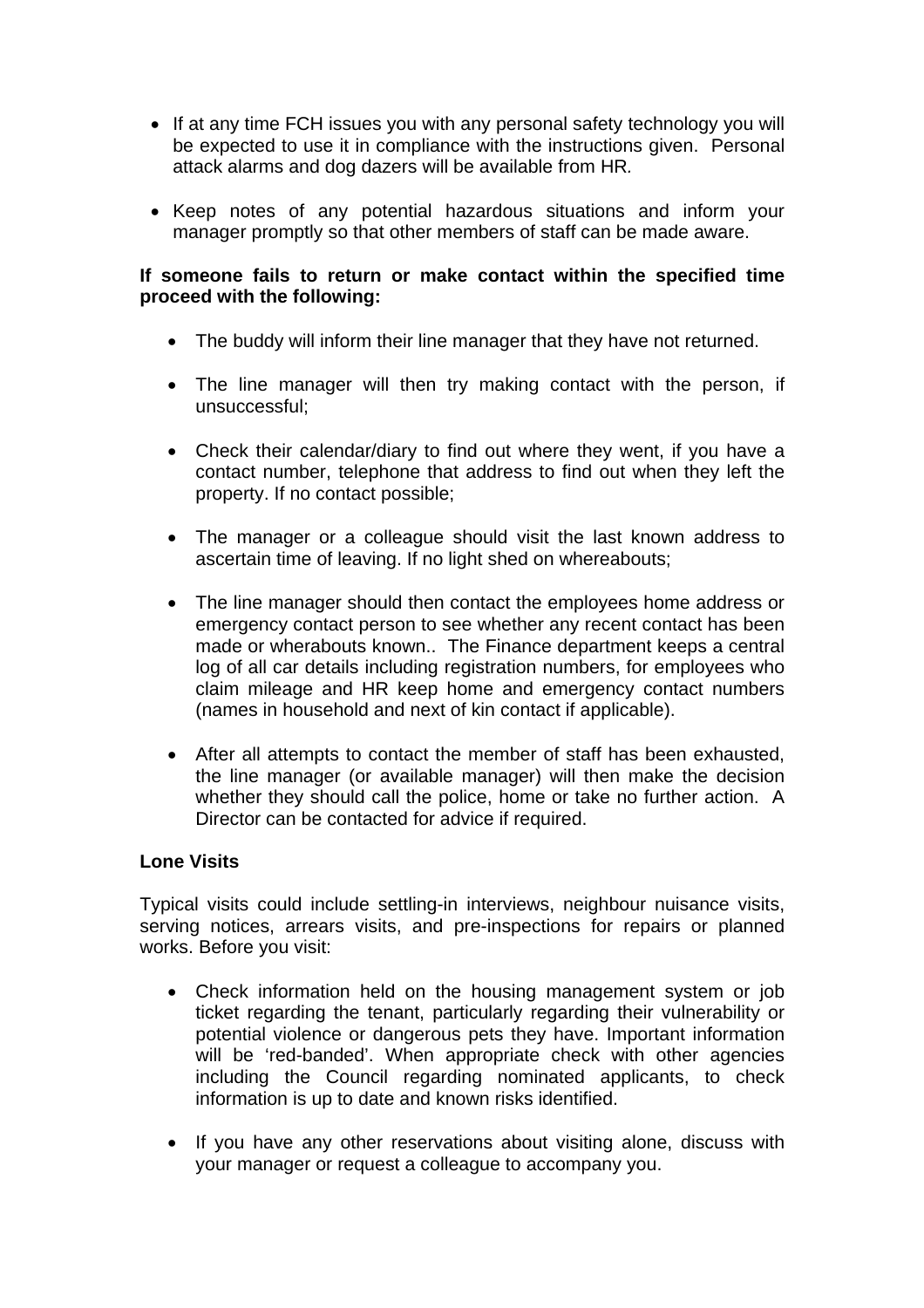- If at any time FCH issues you with any personal safety technology you will be expected to use it in compliance with the instructions given. Personal attack alarms and dog dazers will be available from HR.

- Keep notes of any potential hazardous situations and inform your manager promptly so that other members of staff can be made aware.

**If someone fails to return or make contact within the specified time proceed with the following:**

- The buddy will inform their line manager that they have not returned.

- The line manager will then try making contact with the person, if unsuccessful;

- Check their calendar/diary to find out where they went, if you have a contact number, telephone that address to find out when they left the property. If no contact possible;

- The manager or a colleague should visit the last known address to ascertain time of leaving. If no light shed on whereabouts;

- The line manager should then contact the employees home address or emergency contact person to see whether any recent contact has been made or wherabouts known.. The Finance department keeps a central log of all car details including registration numbers, for employees who claim mileage and HR keep home and emergency contact numbers (names in household and next of kin contact if applicable).

- After all attempts to contact the member of staff has been exhausted, the line manager (or available manager) will then make the decision whether they should call the police, home or take no further action. A Director can be contacted for advice if required.

**Lone Visits**

Typical visits could include settling-in interviews, neighbour nuisance visits, serving notices, arrears visits, and pre-inspections for repairs or planned works. Before you visit:

- Check information held on the housing management system or job ticket regarding the tenant, particularly regarding their vulnerability or potential violence or dangerous pets they have. Important information will be 'red-banded'. When appropriate check with other agencies including the Council regarding nominated applicants, to check information is up to date and known risks identified.

- If you have any other reservations about visiting alone, discuss with your manager or request a colleague to accompany you.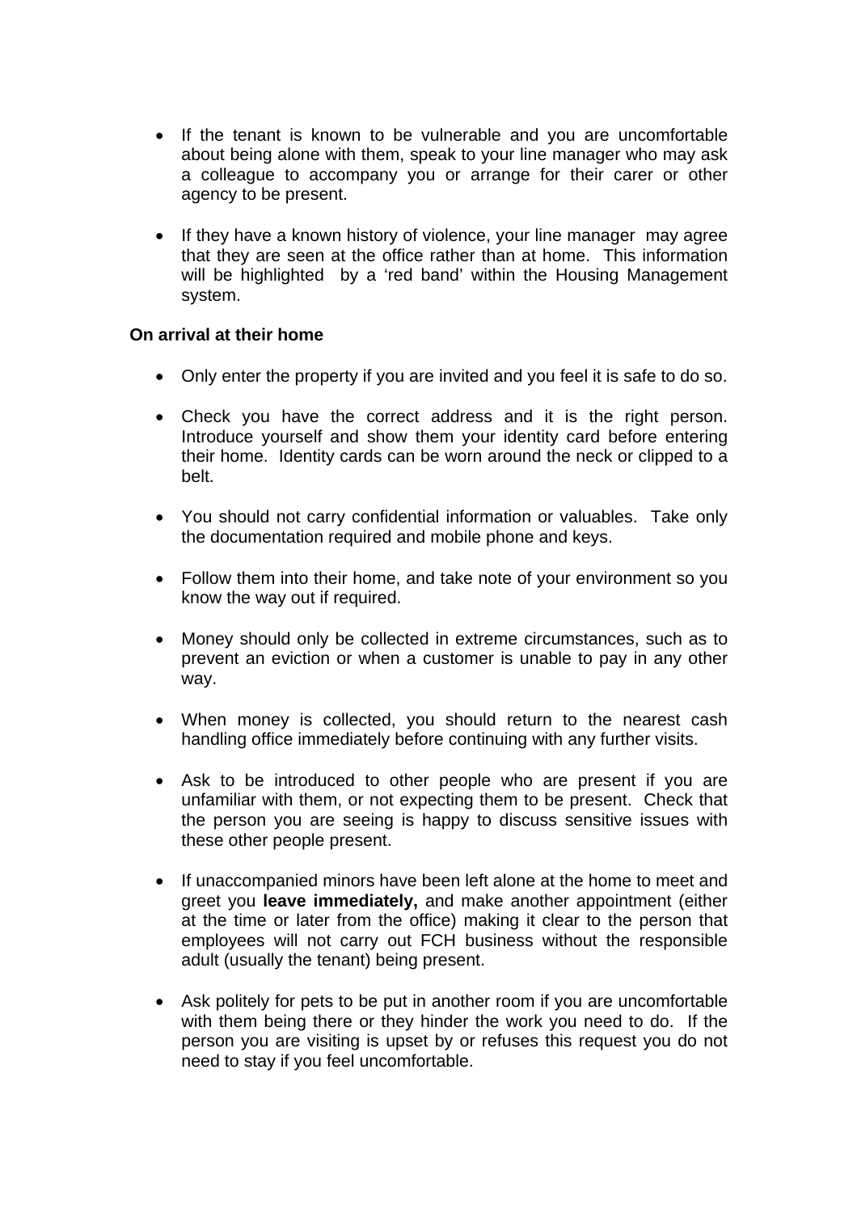- If the tenant is known to be vulnerable and you are uncomfortable about being alone with them, speak to your line manager who may ask a colleague to accompany you or arrange for their carer or other agency to be present.

- If they have a known history of violence, your line manager may agree that they are seen at the office rather than at home. This information will be highlighted by a 'red band' within the Housing Management system.

**On arrival at their home**

- Only enter the property if you are invited and you feel it is safe to do so.

- Check you have the correct address and it is the right person. Introduce yourself and show them your identity card before entering their home. Identity cards can be worn around the neck or clipped to a belt.

- You should not carry confidential information or valuables. Take only the documentation required and mobile phone and keys.

- Follow them into their home, and take note of your environment so you know the way out if required.

- Money should only be collected in extreme circumstances, such as to prevent an eviction or when a customer is unable to pay in any other way.

- When money is collected, you should return to the nearest cash handling office immediately before continuing with any further visits.

- Ask to be introduced to other people who are present if you are unfamiliar with them, or not expecting them to be present. Check that the person you are seeing is happy to discuss sensitive issues with these other people present.

- If unaccompanied minors have been left alone at the home to meet and greet you **leave immediately,** and make another appointment (either at the time or later from the office) making it clear to the person that employees will not carry out FCH business without the responsible adult (usually the tenant) being present.

- Ask politely for pets to be put in another room if you are uncomfortable with them being there or they hinder the work you need to do. If the person you are visiting is upset by or refuses this request you do not need to stay if you feel uncomfortable.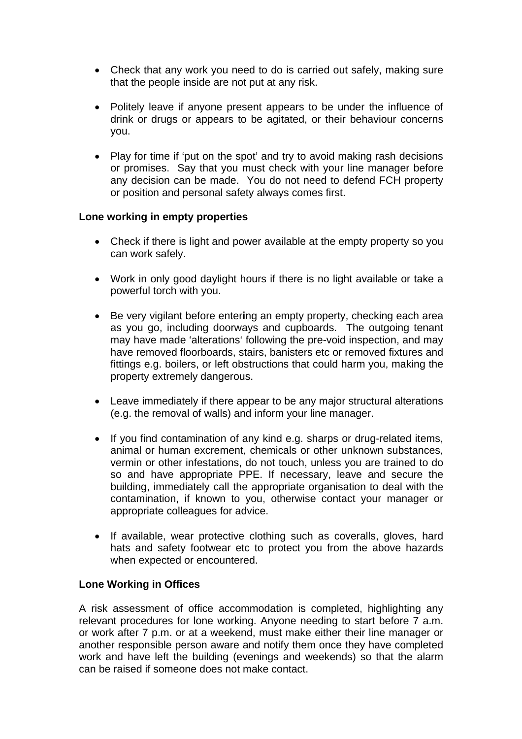- Check that any work you need to do is carried out safely, making sure that the people inside are not put at any risk.

- Politely leave if anyone present appears to be under the influence of drink or drugs or appears to be agitated, or their behaviour concerns you.

- Play for time if 'put on the spot' and try to avoid making rash decisions or promises. Say that you must check with your line manager before any decision can be made. You do not need to defend FCH property or position and personal safety always comes first.

**Lone working in empty properties**

- Check if there is light and power available at the empty property so you can work safely.

- Work in only good daylight hours if there is no light available or take a powerful torch with you.

- Be very vigilant before entering an empty property, checking each area as you go, including doorways and cupboards. The outgoing tenant may have made 'alterations' following the pre-void inspection, and may have removed floorboards, stairs, banisters etc or removed fixtures and fittings e.g. boilers, or left obstructions that could harm you, making the property extremely dangerous.

- Leave immediately if there appear to be any major structural alterations (e.g. the removal of walls) and inform your line manager.

- If you find contamination of any kind e.g. sharps or drug-related items, animal or human excrement, chemicals or other unknown substances, vermin or other infestations, do not touch, unless you are trained to do so and have appropriate PPE. If necessary, leave and secure the building, immediately call the appropriate organisation to deal with the contamination, if known to you, otherwise contact your manager or appropriate colleagues for advice.

- If available, wear protective clothing such as coveralls, gloves, hard hats and safety footwear etc to protect you from the above hazards when expected or encountered.

**Lone Working in Offices**

A risk assessment of office accommodation is completed, highlighting any relevant procedures for lone working. Anyone needing to start before 7 a.m. or work after 7 p.m. or at a weekend, must make either their line manager or another responsible person aware and notify them once they have completed work and have left the building (evenings and weekends) so that the alarm can be raised if someone does not make contact.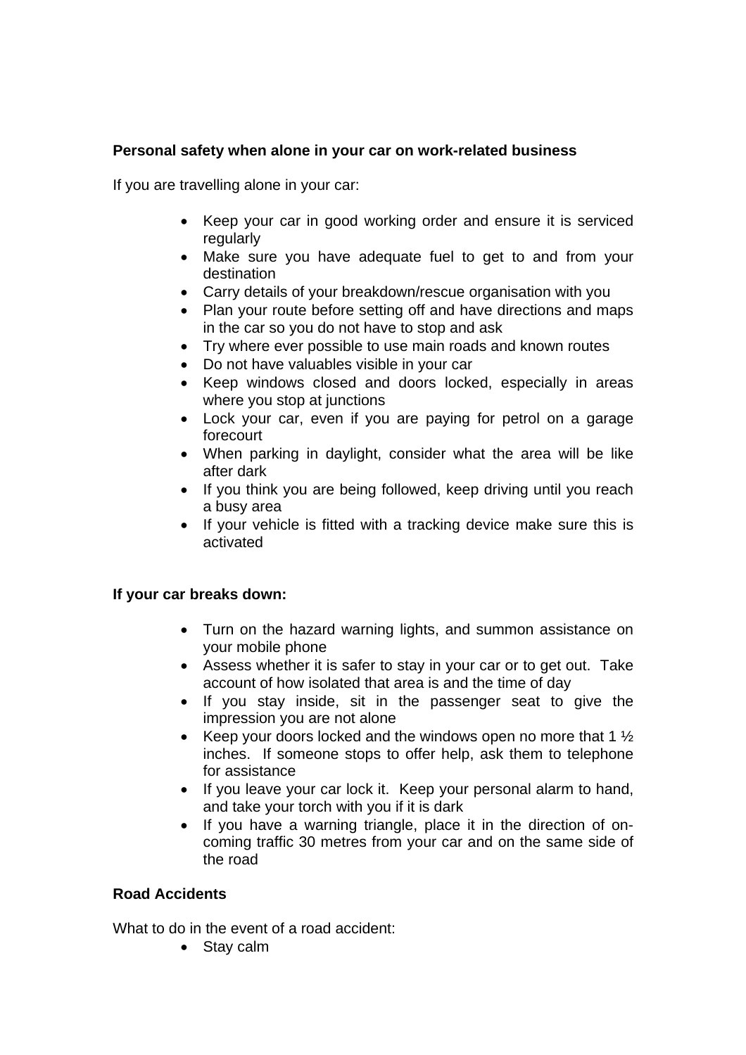**Personal safety when alone in your car on work-related business**

If you are travelling alone in your car:

- Keep your car in good working order and ensure it is serviced regularly
- Make sure you have adequate fuel to get to and from your destination
- Carry details of your breakdown/rescue organisation with you
- Plan your route before setting off and have directions and maps in the car so you do not have to stop and ask
- Try where ever possible to use main roads and known routes
- Do not have valuables visible in your car
- Keep windows closed and doors locked, especially in areas where you stop at junctions
- Lock your car, even if you are paying for petrol on a garage forecourt
- When parking in daylight, consider what the area will be like after dark
- If you think you are being followed, keep driving until you reach a busy area
- If your vehicle is fitted with a tracking device make sure this is activated

**If your car breaks down:**

- Turn on the hazard warning lights, and summon assistance on your mobile phone
- Assess whether it is safer to stay in your car or to get out. Take account of how isolated that area is and the time of day
- If you stay inside, sit in the passenger seat to give the impression you are not alone
- Keep your doors locked and the windows open no more that 1 ½ inches. If someone stops to offer help, ask them to telephone for assistance
- If you leave your car lock it. Keep your personal alarm to hand, and take your torch with you if it is dark
- If you have a warning triangle, place it in the direction of on-coming traffic 30 metres from your car and on the same side of the road

**Road Accidents**

What to do in the event of a road accident:

- Stay calm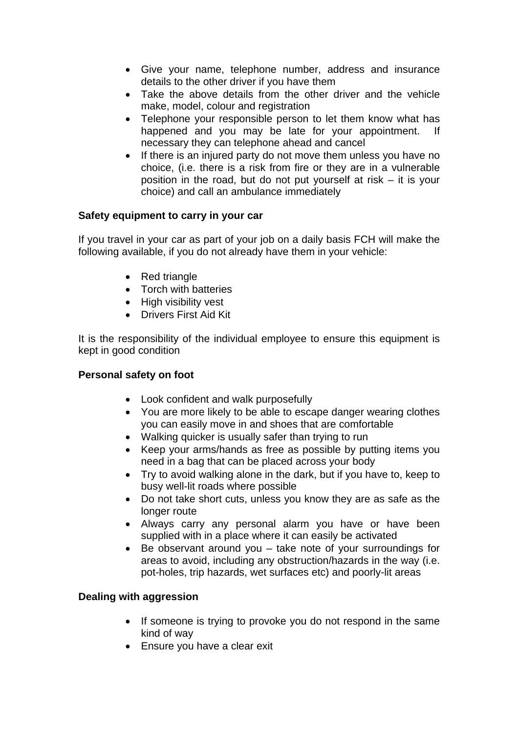- Give your name, telephone number, address and insurance details to the other driver if you have them
- Take the above details from the other driver and the vehicle make, model, colour and registration
- Telephone your responsible person to let them know what has happened and you may be late for your appointment. If necessary they can telephone ahead and cancel
- If there is an injured party do not move them unless you have no choice, (i.e. there is a risk from fire or they are in a vulnerable position in the road, but do not put yourself at risk – it is your choice) and call an ambulance immediately

**Safety equipment to carry in your car**

If you travel in your car as part of your job on a daily basis FCH will make the following available, if you do not already have them in your vehicle:

- Red triangle
- Torch with batteries
- High visibility vest
- Drivers First Aid Kit

It is the responsibility of the individual employee to ensure this equipment is kept in good condition

**Personal safety on foot**

- Look confident and walk purposefully
- You are more likely to be able to escape danger wearing clothes you can easily move in and shoes that are comfortable
- Walking quicker is usually safer than trying to run
- Keep your arms/hands as free as possible by putting items you need in a bag that can be placed across your body
- Try to avoid walking alone in the dark, but if you have to, keep to busy well-lit roads where possible
- Do not take short cuts, unless you know they are as safe as the longer route
- Always carry any personal alarm you have or have been supplied with in a place where it can easily be activated
- Be observant around you – take note of your surroundings for areas to avoid, including any obstruction/hazards in the way (i.e. pot-holes, trip hazards, wet surfaces etc) and poorly-lit areas

**Dealing with aggression**

- If someone is trying to provoke you do not respond in the same kind of way
- Ensure you have a clear exit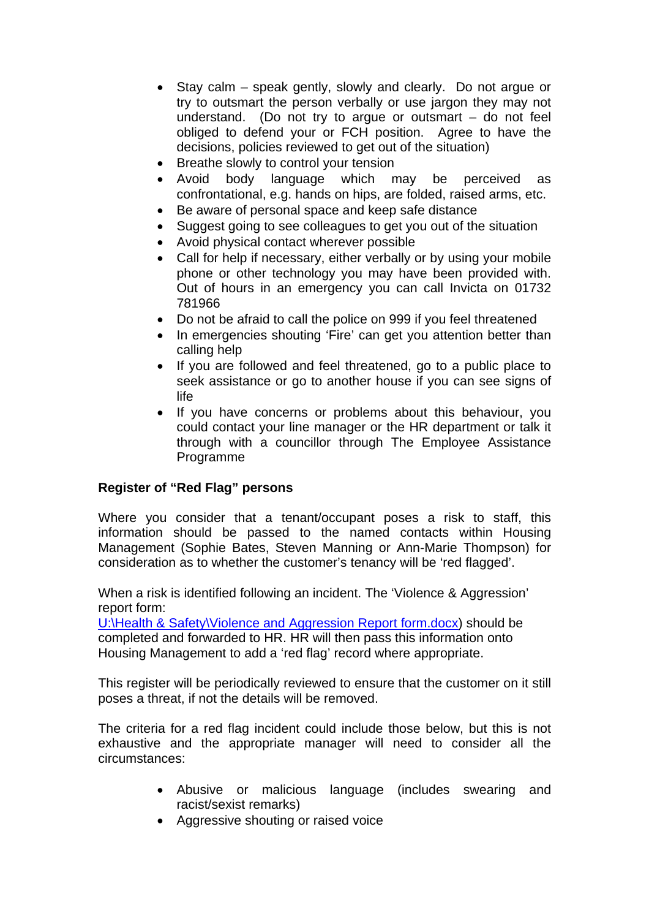- Stay calm – speak gently, slowly and clearly. Do not argue or try to outsmart the person verbally or use jargon they may not understand. (Do not try to argue or outsmart – do not feel obliged to defend your or FCH position. Agree to have the decisions, policies reviewed to get out of the situation)
- Breathe slowly to control your tension
- Avoid body language which may be perceived as confrontational, e.g. hands on hips, are folded, raised arms, etc.
- Be aware of personal space and keep safe distance
- Suggest going to see colleagues to get you out of the situation
- Avoid physical contact wherever possible
- Call for help if necessary, either verbally or by using your mobile phone or other technology you may have been provided with. Out of hours in an emergency you can call Invicta on 01732 781966
- Do not be afraid to call the police on 999 if you feel threatened
- In emergencies shouting 'Fire' can get you attention better than calling help
- If you are followed and feel threatened, go to a public place to seek assistance or go to another house if you can see signs of life
- If you have concerns or problems about this behaviour, you could contact your line manager or the HR department or talk it through with a councillor through The Employee Assistance Programme

**Register of "Red Flag" persons**

Where you consider that a tenant/occupant poses a risk to staff, this information should be passed to the named contacts within Housing Management (Sophie Bates, Steven Manning or Ann-Marie Thompson) for consideration as to whether the customer's tenancy will be 'red flagged'.

When a risk is identified following an incident. The 'Violence & Aggression' report form: [U:\Health & Safety\Violence and Aggression Report form.docx](U:\Health & Safety\Violence and Aggression Report form.docx)) should be completed and forwarded to HR. HR will then pass this information onto Housing Management to add a 'red flag' record where appropriate.

This register will be periodically reviewed to ensure that the customer on it still poses a threat, if not the details will be removed.

The criteria for a red flag incident could include those below, but this is not exhaustive and the appropriate manager will need to consider all the circumstances:

- Abusive or malicious language (includes swearing and racist/sexist remarks)
- Aggressive shouting or raised voice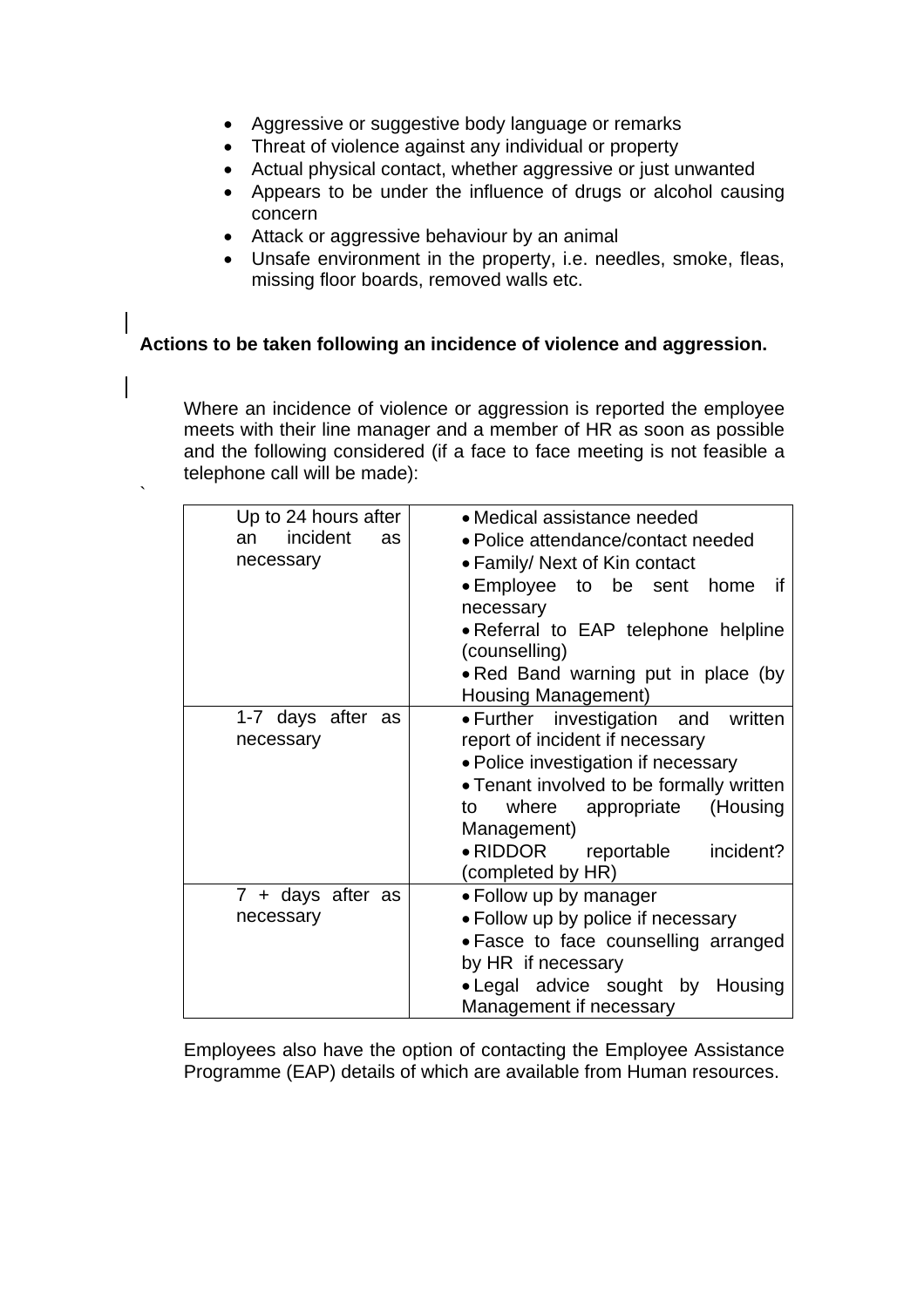- Aggressive or suggestive body language or remarks
- Threat of violence against any individual or property
- Actual physical contact, whether aggressive or just unwanted
- Appears to be under the influence of drugs or alcohol causing concern
- Attack or aggressive behaviour by an animal
- Unsafe environment in the property, i.e. needles, smoke, fleas, missing floor boards, removed walls etc.

**Actions to be taken following an incidence of violence and aggression.**

Where an incidence of violence or aggression is reported the employee meets with their line manager and a member of HR as soon as possible and the following considered (if a face to face meeting is not feasible a telephone call will be made):

`

| | |
|---|---|
| Up to 24 hours after an incident as necessary | • Medical assistance needed<br>• Police attendance/contact needed<br>• Family/ Next of Kin contact<br>• Employee to be sent home if necessary<br>• Referral to EAP telephone helpline (counselling)<br>• Red Band warning put in place (by Housing Management) |
| 1-7 days after as necessary | • Further investigation and written report of incident if necessary<br>• Police investigation if necessary<br>• Tenant involved to be formally written to where appropriate (Housing Management)<br>• RIDDOR reportable incident? (completed by HR) |
| 7 + days after as necessary | • Follow up by manager<br>• Follow up by police if necessary<br>• Fasce to face counselling arranged by HR if necessary<br>• Legal advice sought by Housing Management if necessary |

Employees also have the option of contacting the Employee Assistance Programme (EAP) details of which are available from Human resources.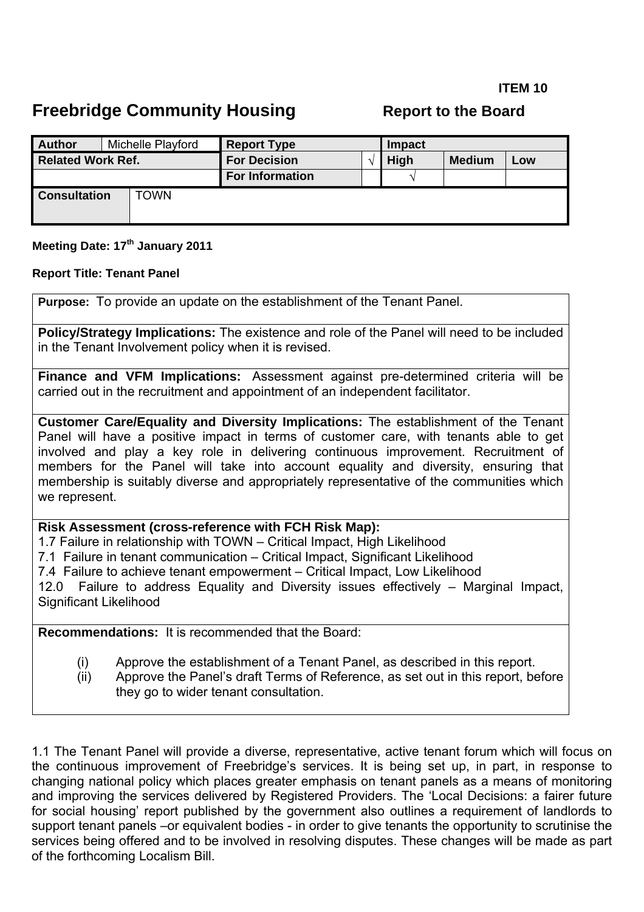**ITEM 10**

# Freebridge Community Housing

**Report to the Board**

| **Author** | Michelle Playford | **Report Type** | | **Impact** | | |
|---|---|---|---|---|---|---|
| **Related Work Ref.** | | **For Decision** | √ | **High** | **Medium** | **Low** |
| | | **For Information** | | √ | | |
| **Consultation** | TOWN | | | | | |

**Meeting Date: 17th January 2011**

**Report Title: Tenant Panel**

**Purpose:** To provide an update on the establishment of the Tenant Panel.

**Policy/Strategy Implications:** The existence and role of the Panel will need to be included in the Tenant Involvement policy when it is revised.

**Finance and VFM Implications:** Assessment against pre-determined criteria will be carried out in the recruitment and appointment of an independent facilitator.

**Customer Care/Equality and Diversity Implications:** The establishment of the Tenant Panel will have a positive impact in terms of customer care, with tenants able to get involved and play a key role in delivering continuous improvement. Recruitment of members for the Panel will take into account equality and diversity, ensuring that membership is suitably diverse and appropriately representative of the communities which we represent.

**Risk Assessment (cross-reference with FCH Risk Map):**
1.7 Failure in relationship with TOWN – Critical Impact, High Likelihood
7.1 Failure in tenant communication – Critical Impact, Significant Likelihood
7.4 Failure to achieve tenant empowerment – Critical Impact, Low Likelihood
12.0 Failure to address Equality and Diversity issues effectively – Marginal Impact, Significant Likelihood

**Recommendations:** It is recommended that the Board:

(i) Approve the establishment of a Tenant Panel, as described in this report.
(ii) Approve the Panel's draft Terms of Reference, as set out in this report, before they go to wider tenant consultation.

1.1 The Tenant Panel will provide a diverse, representative, active tenant forum which will focus on the continuous improvement of Freebridge's services. It is being set up, in part, in response to changing national policy which places greater emphasis on tenant panels as a means of monitoring and improving the services delivered by Registered Providers. The 'Local Decisions: a fairer future for social housing' report published by the government also outlines a requirement of landlords to support tenant panels –or equivalent bodies - in order to give tenants the opportunity to scrutinise the services being offered and to be involved in resolving disputes. These changes will be made as part of the forthcoming Localism Bill.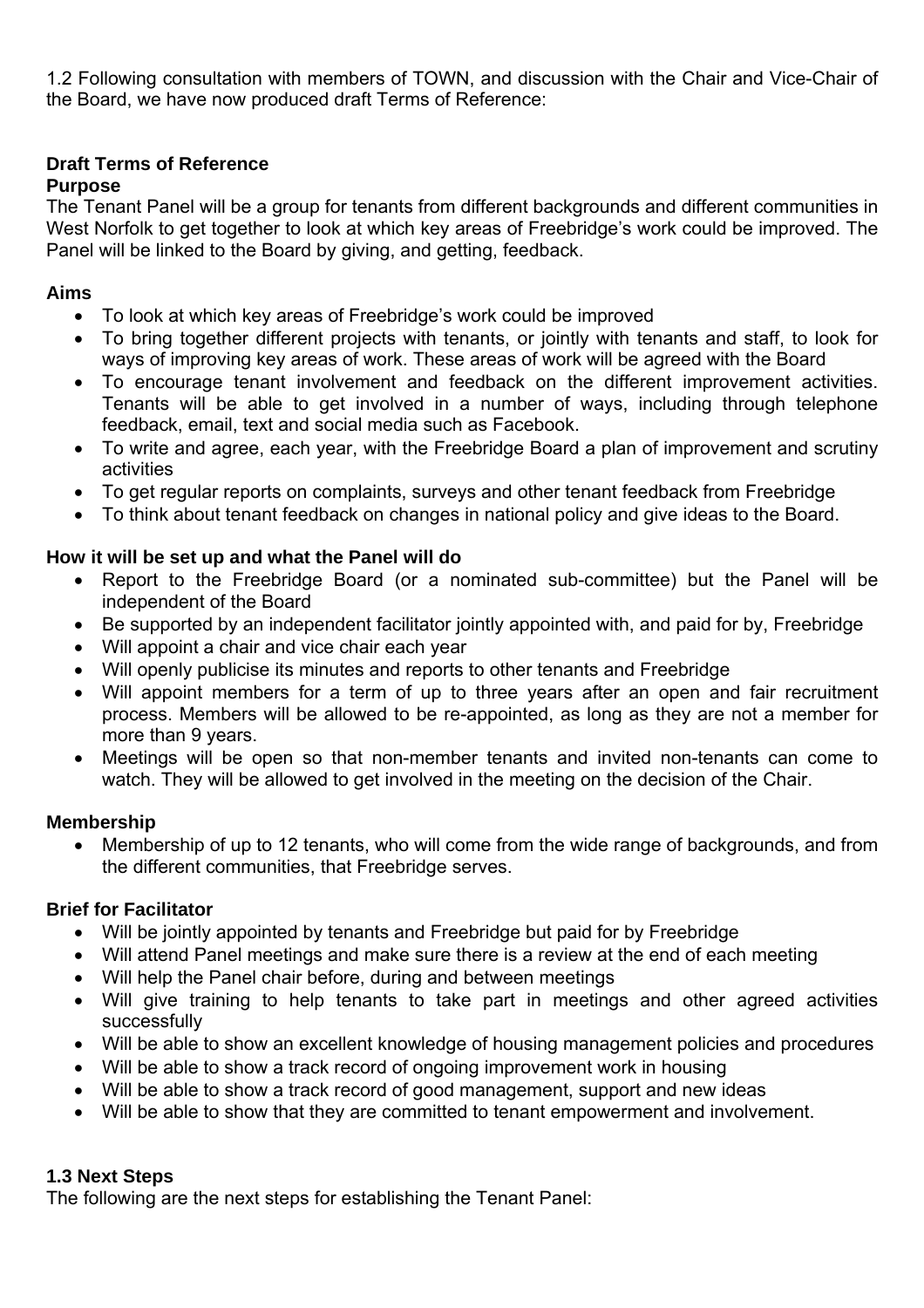1.2 Following consultation with members of TOWN, and discussion with the Chair and Vice-Chair of the Board, we have now produced draft Terms of Reference:

**Draft Terms of Reference**

**Purpose**

The Tenant Panel will be a group for tenants from different backgrounds and different communities in West Norfolk to get together to look at which key areas of Freebridge's work could be improved. The Panel will be linked to the Board by giving, and getting, feedback.

**Aims**

- To look at which key areas of Freebridge's work could be improved
- To bring together different projects with tenants, or jointly with tenants and staff, to look for ways of improving key areas of work. These areas of work will be agreed with the Board
- To encourage tenant involvement and feedback on the different improvement activities. Tenants will be able to get involved in a number of ways, including through telephone feedback, email, text and social media such as Facebook.
- To write and agree, each year, with the Freebridge Board a plan of improvement and scrutiny activities
- To get regular reports on complaints, surveys and other tenant feedback from Freebridge
- To think about tenant feedback on changes in national policy and give ideas to the Board.

**How it will be set up and what the Panel will do**

- Report to the Freebridge Board (or a nominated sub-committee) but the Panel will be independent of the Board
- Be supported by an independent facilitator jointly appointed with, and paid for by, Freebridge
- Will appoint a chair and vice chair each year
- Will openly publicise its minutes and reports to other tenants and Freebridge
- Will appoint members for a term of up to three years after an open and fair recruitment process. Members will be allowed to be re-appointed, as long as they are not a member for more than 9 years.
- Meetings will be open so that non-member tenants and invited non-tenants can come to watch. They will be allowed to get involved in the meeting on the decision of the Chair.

**Membership**

- Membership of up to 12 tenants, who will come from the wide range of backgrounds, and from the different communities, that Freebridge serves.

**Brief for Facilitator**

- Will be jointly appointed by tenants and Freebridge but paid for by Freebridge
- Will attend Panel meetings and make sure there is a review at the end of each meeting
- Will help the Panel chair before, during and between meetings
- Will give training to help tenants to take part in meetings and other agreed activities successfully
- Will be able to show an excellent knowledge of housing management policies and procedures
- Will be able to show a track record of ongoing improvement work in housing
- Will be able to show a track record of good management, support and new ideas
- Will be able to show that they are committed to tenant empowerment and involvement.

**1.3 Next Steps**

The following are the next steps for establishing the Tenant Panel: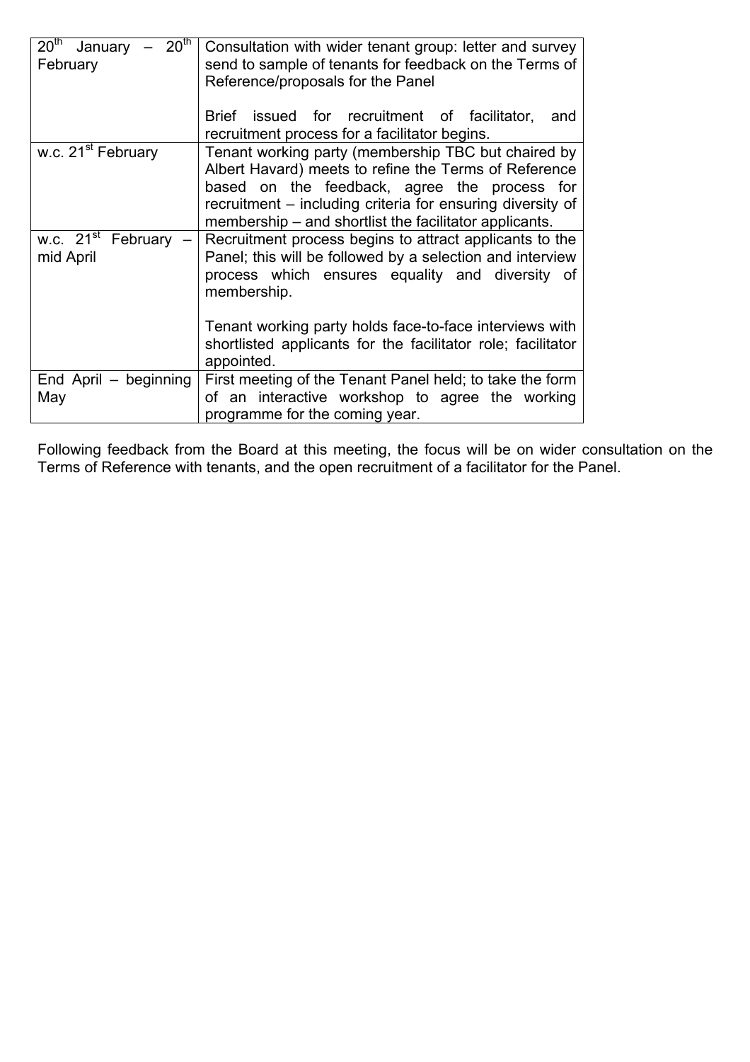| | |
|---|---|
| 20th January – 20th February | Consultation with wider tenant group: letter and survey send to sample of tenants for feedback on the Terms of Reference/proposals for the Panel<br><br>Brief issued for recruitment of facilitator, and recruitment process for a facilitator begins. |
| w.c. 21st February | Tenant working party (membership TBC but chaired by Albert Havard) meets to refine the Terms of Reference based on the feedback, agree the process for recruitment – including criteria for ensuring diversity of membership – and shortlist the facilitator applicants. |
| w.c. 21st February – mid April | Recruitment process begins to attract applicants to the Panel; this will be followed by a selection and interview process which ensures equality and diversity of membership.<br><br>Tenant working party holds face-to-face interviews with shortlisted applicants for the facilitator role; facilitator appointed. |
| End April – beginning May | First meeting of the Tenant Panel held; to take the form of an interactive workshop to agree the working programme for the coming year. |

Following feedback from the Board at this meeting, the focus will be on wider consultation on the Terms of Reference with tenants, and the open recruitment of a facilitator for the Panel.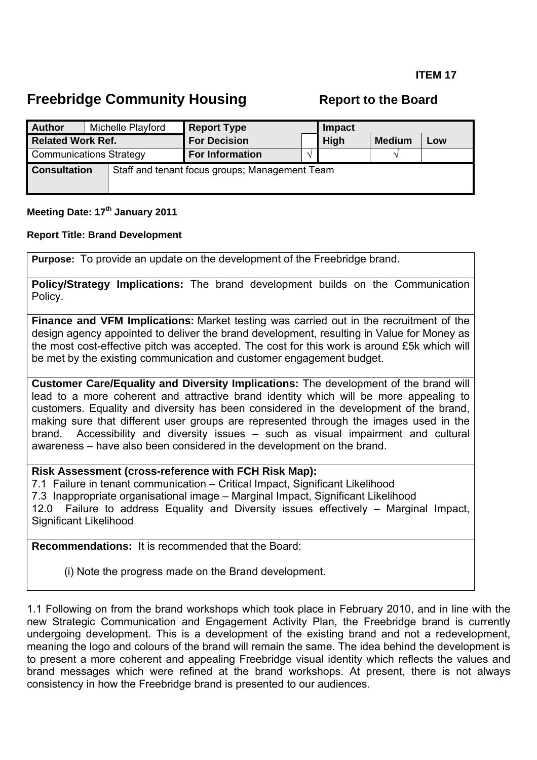**ITEM 17**

# Freebridge Community Housing

## Report to the Board

| Author | Michelle Playford | Report Type | | Impact | | |
|---|---|---|---|---|---|---|
| Related Work Ref. | | For Decision | | High | Medium | Low |
| Communications Strategy | | For Information | √ | | √ | |
| Consultation | Staff and tenant focus groups; Management Team | | | | | |

**Meeting Date: 17th January 2011**

**Report Title: Brand Development**

**Purpose:** To provide an update on the development of the Freebridge brand.

**Policy/Strategy Implications:** The brand development builds on the Communication Policy.

**Finance and VFM Implications:** Market testing was carried out in the recruitment of the design agency appointed to deliver the brand development, resulting in Value for Money as the most cost-effective pitch was accepted. The cost for this work is around £5k which will be met by the existing communication and customer engagement budget.

**Customer Care/Equality and Diversity Implications:** The development of the brand will lead to a more coherent and attractive brand identity which will be more appealing to customers. Equality and diversity has been considered in the development of the brand, making sure that different user groups are represented through the images used in the brand. Accessibility and diversity issues – such as visual impairment and cultural awareness – have also been considered in the development on the brand.

**Risk Assessment (cross-reference with FCH Risk Map):**
7.1 Failure in tenant communication – Critical Impact, Significant Likelihood
7.3 Inappropriate organisational image – Marginal Impact, Significant Likelihood
12.0 Failure to address Equality and Diversity issues effectively – Marginal Impact, Significant Likelihood

**Recommendations:** It is recommended that the Board:

(i) Note the progress made on the Brand development.

1.1 Following on from the brand workshops which took place in February 2010, and in line with the new Strategic Communication and Engagement Activity Plan, the Freebridge brand is currently undergoing development. This is a development of the existing brand and not a redevelopment, meaning the logo and colours of the brand will remain the same. The idea behind the development is to present a more coherent and appealing Freebridge visual identity which reflects the values and brand messages which were refined at the brand workshops. At present, there is not always consistency in how the Freebridge brand is presented to our audiences.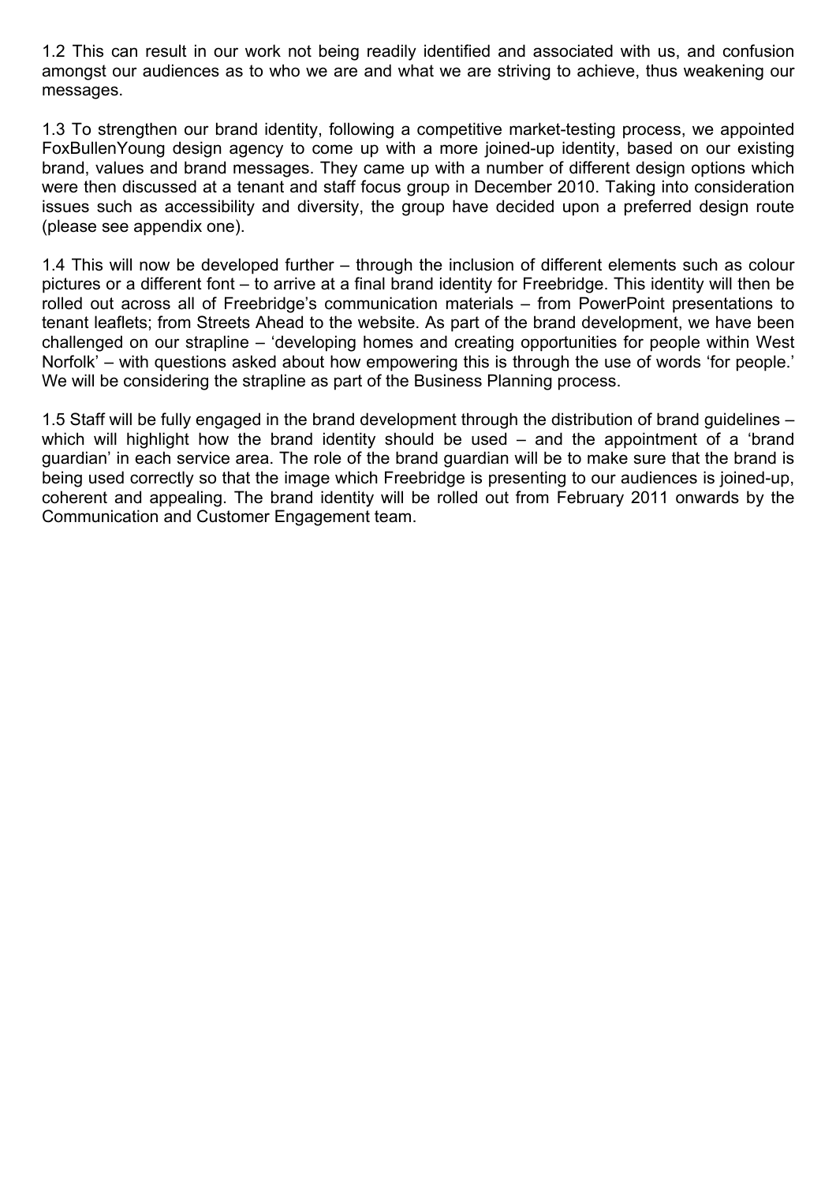1.2 This can result in our work not being readily identified and associated with us, and confusion amongst our audiences as to who we are and what we are striving to achieve, thus weakening our messages.

1.3 To strengthen our brand identity, following a competitive market-testing process, we appointed FoxBullenYoung design agency to come up with a more joined-up identity, based on our existing brand, values and brand messages. They came up with a number of different design options which were then discussed at a tenant and staff focus group in December 2010. Taking into consideration issues such as accessibility and diversity, the group have decided upon a preferred design route (please see appendix one).

1.4 This will now be developed further – through the inclusion of different elements such as colour pictures or a different font – to arrive at a final brand identity for Freebridge. This identity will then be rolled out across all of Freebridge's communication materials – from PowerPoint presentations to tenant leaflets; from Streets Ahead to the website. As part of the brand development, we have been challenged on our strapline – 'developing homes and creating opportunities for people within West Norfolk' – with questions asked about how empowering this is through the use of words 'for people.' We will be considering the strapline as part of the Business Planning process.

1.5 Staff will be fully engaged in the brand development through the distribution of brand guidelines – which will highlight how the brand identity should be used – and the appointment of a 'brand guardian' in each service area. The role of the brand guardian will be to make sure that the brand is being used correctly so that the image which Freebridge is presenting to our audiences is joined-up, coherent and appealing. The brand identity will be rolled out from February 2011 onwards by the Communication and Customer Engagement team.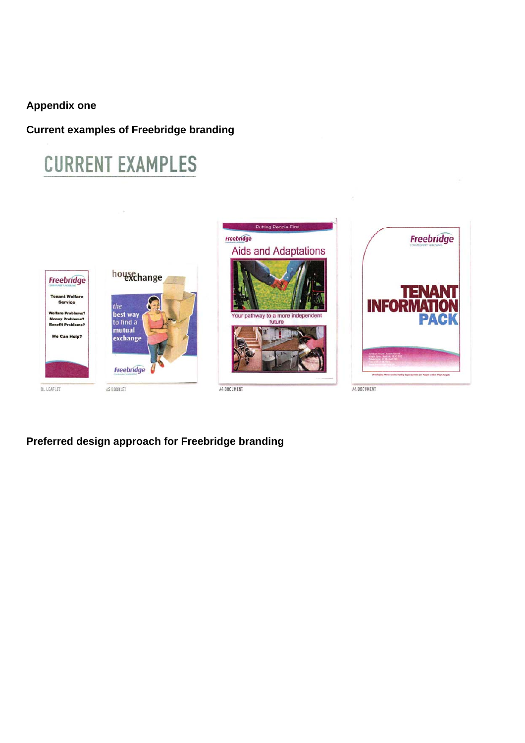**Appendix one**

**Current examples of Freebridge branding**

**Preferred design approach for Freebridge branding**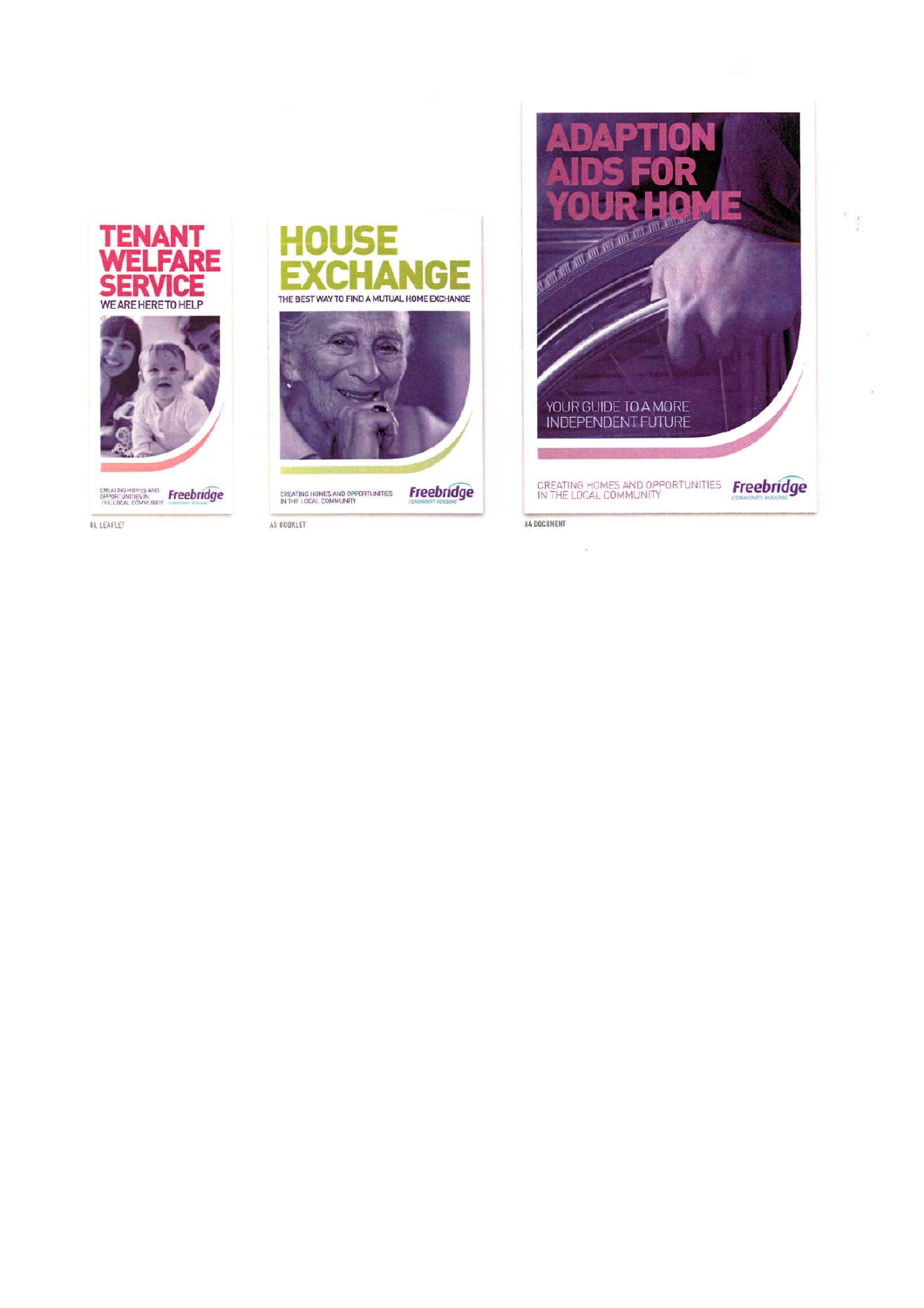# TENANT WELFARE SERVICE

WE ARE HERE TO HELP

CREATING HOMES AND OPPORTUNITIES IN THE LOCAL COMMUNITY

Freebridge COMMUNITY HOUSING

DL LEAFLET

# HOUSE EXCHANGE

THE BEST WAY TO FIND A MUTUAL HOME EXCHANGE

CREATING HOMES AND OPPORTUNITIES IN THE LOCAL COMMUNITY

Freebridge COMMUNITY HOUSING

A5 BOOKLET

# ADAPTION AIDS FOR YOUR HOME

YOUR GUIDE TO A MORE INDEPENDENT FUTURE

CREATING HOMES AND OPPORTUNITIES IN THE LOCAL COMMUNITY

Freebridge COMMUNITY HOUSING

A4 DOCUMENT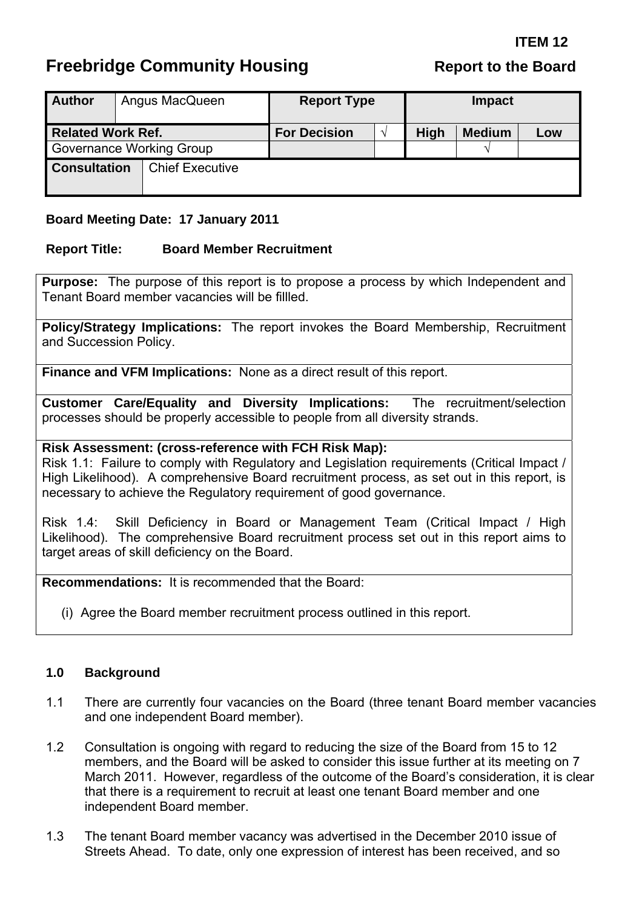**ITEM 12**

# Freebridge Community Housing

**Report to the Board**

| **Author** | Angus MacQueen | **Report Type** | | **Impact** | | |
|---|---|---|---|---|---|---|
| **Related Work Ref.** | | **For Decision** | √ | **High** | **Medium** | **Low** |
| Governance Working Group | | | | | √ | |
| **Consultation** | Chief Executive | | | | | |

**Board Meeting Date: 17 January 2011**

**Report Title: Board Member Recruitment**

**Purpose:** The purpose of this report is to propose a process by which Independent and Tenant Board member vacancies will be fillled.

**Policy/Strategy Implications:** The report invokes the Board Membership, Recruitment and Succession Policy.

**Finance and VFM Implications:** None as a direct result of this report.

**Customer Care/Equality and Diversity Implications:** The recruitment/selection processes should be properly accessible to people from all diversity strands.

**Risk Assessment: (cross-reference with FCH Risk Map):**
Risk 1.1: Failure to comply with Regulatory and Legislation requirements (Critical Impact / High Likelihood). A comprehensive Board recruitment process, as set out in this report, is necessary to achieve the Regulatory requirement of good governance.

Risk 1.4: Skill Deficiency in Board or Management Team (Critical Impact / High Likelihood). The comprehensive Board recruitment process set out in this report aims to target areas of skill deficiency on the Board.

**Recommendations:** It is recommended that the Board:

(i) Agree the Board member recruitment process outlined in this report.

## 1.0 Background

1.1 There are currently four vacancies on the Board (three tenant Board member vacancies and one independent Board member).

1.2 Consultation is ongoing with regard to reducing the size of the Board from 15 to 12 members, and the Board will be asked to consider this issue further at its meeting on 7 March 2011. However, regardless of the outcome of the Board's consideration, it is clear that there is a requirement to recruit at least one tenant Board member and one independent Board member.

1.3 The tenant Board member vacancy was advertised in the December 2010 issue of Streets Ahead. To date, only one expression of interest has been received, and so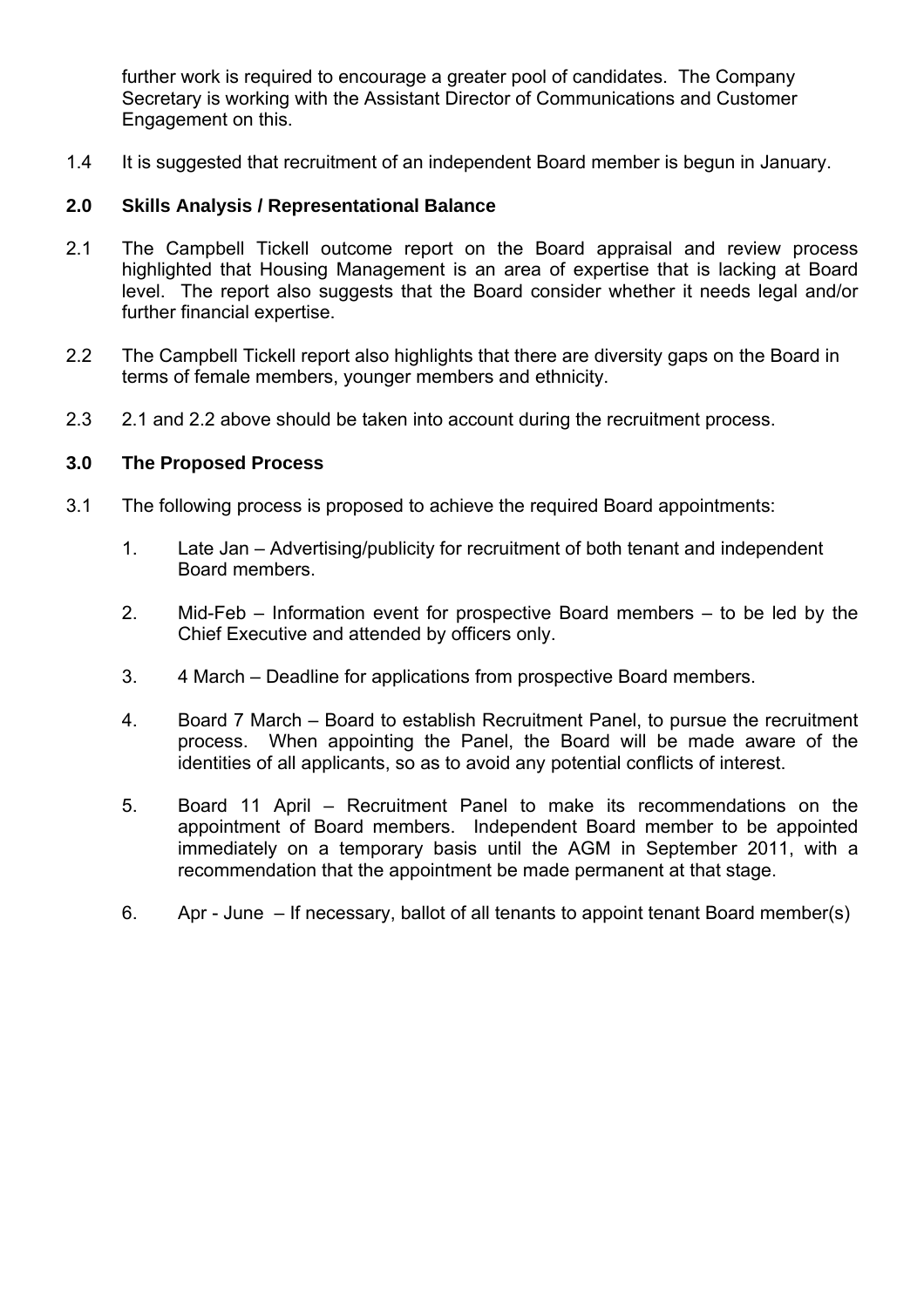further work is required to encourage a greater pool of candidates. The Company Secretary is working with the Assistant Director of Communications and Customer Engagement on this.

1.4 It is suggested that recruitment of an independent Board member is begun in January.

## 2.0 Skills Analysis / Representational Balance

2.1 The Campbell Tickell outcome report on the Board appraisal and review process highlighted that Housing Management is an area of expertise that is lacking at Board level. The report also suggests that the Board consider whether it needs legal and/or further financial expertise.

2.2 The Campbell Tickell report also highlights that there are diversity gaps on the Board in terms of female members, younger members and ethnicity.

2.3 2.1 and 2.2 above should be taken into account during the recruitment process.

## 3.0 The Proposed Process

3.1 The following process is proposed to achieve the required Board appointments:

1. Late Jan – Advertising/publicity for recruitment of both tenant and independent Board members.
2. Mid-Feb – Information event for prospective Board members – to be led by the Chief Executive and attended by officers only.
3. 4 March – Deadline for applications from prospective Board members.
4. Board 7 March – Board to establish Recruitment Panel, to pursue the recruitment process. When appointing the Panel, the Board will be made aware of the identities of all applicants, so as to avoid any potential conflicts of interest.
5. Board 11 April – Recruitment Panel to make its recommendations on the appointment of Board members. Independent Board member to be appointed immediately on a temporary basis until the AGM in September 2011, with a recommendation that the appointment be made permanent at that stage.
6. Apr - June – If necessary, ballot of all tenants to appoint tenant Board member(s)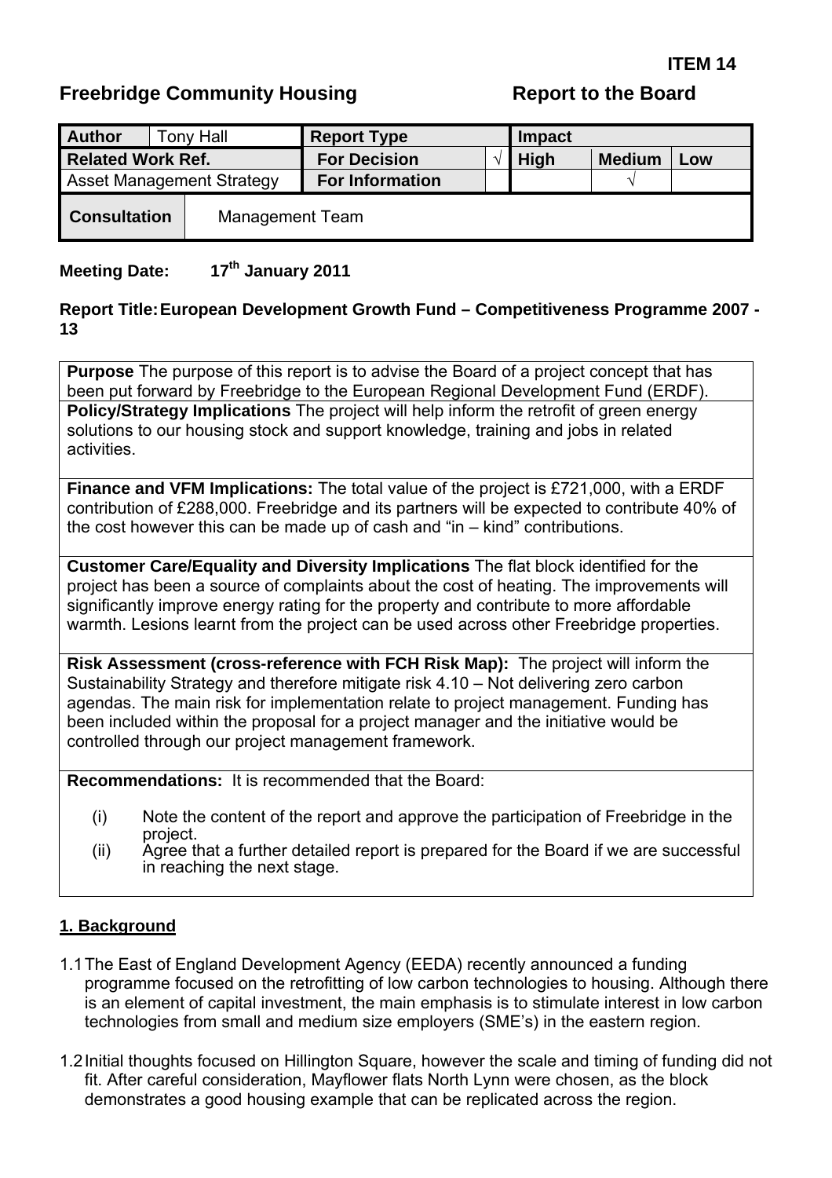**ITEM 14**

**Freebridge Community Housing** **Report to the Board**

| **Author** | Tony Hall | **Report Type** | | **Impact** | | |
|---|---|---|---|---|---|---|
| **Related Work Ref.** | | **For Decision** | √ | **High** | **Medium** | **Low** |
| Asset Management Strategy | | **For Information** | | | √ | |
| **Consultation** | Management Team | | | | | |

**Meeting Date:** 17th January 2011

**Report Title:** **European Development Growth Fund – Competitiveness Programme 2007 - 13**

**Purpose** The purpose of this report is to advise the Board of a project concept that has been put forward by Freebridge to the European Regional Development Fund (ERDF).

**Policy/Strategy Implications** The project will help inform the retrofit of green energy solutions to our housing stock and support knowledge, training and jobs in related activities.

**Finance and VFM Implications:** The total value of the project is £721,000, with a ERDF contribution of £288,000. Freebridge and its partners will be expected to contribute 40% of the cost however this can be made up of cash and "in – kind" contributions.

**Customer Care/Equality and Diversity Implications** The flat block identified for the project has been a source of complaints about the cost of heating. The improvements will significantly improve energy rating for the property and contribute to more affordable warmth. Lesions learnt from the project can be used across other Freebridge properties.

**Risk Assessment (cross-reference with FCH Risk Map):** The project will inform the Sustainability Strategy and therefore mitigate risk 4.10 – Not delivering zero carbon agendas. The main risk for implementation relate to project management. Funding has been included within the proposal for a project manager and the initiative would be controlled through our project management framework.

**Recommendations:** It is recommended that the Board:

(i) Note the content of the report and approve the participation of Freebridge in the project.

(ii) Agree that a further detailed report is prepared for the Board if we are successful in reaching the next stage.

## 1. Background

1.1 The East of England Development Agency (EEDA) recently announced a funding programme focused on the retrofitting of low carbon technologies to housing. Although there is an element of capital investment, the main emphasis is to stimulate interest in low carbon technologies from small and medium size employers (SME's) in the eastern region.

1.2 Initial thoughts focused on Hillington Square, however the scale and timing of funding did not fit. After careful consideration, Mayflower flats North Lynn were chosen, as the block demonstrates a good housing example that can be replicated across the region.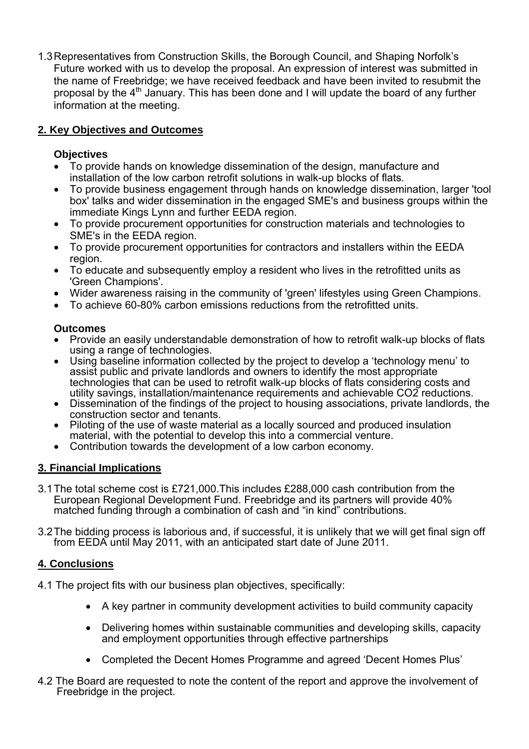1.3 Representatives from Construction Skills, the Borough Council, and Shaping Norfolk's Future worked with us to develop the proposal. An expression of interest was submitted in the name of Freebridge; we have received feedback and have been invited to resubmit the proposal by the 4th January. This has been done and I will update the board of any further information at the meeting.

## 2. Key Objectives and Outcomes

### Objectives

- To provide hands on knowledge dissemination of the design, manufacture and installation of the low carbon retrofit solutions in walk-up blocks of flats.
- To provide business engagement through hands on knowledge dissemination, larger 'tool box' talks and wider dissemination in the engaged SME's and business groups within the immediate Kings Lynn and further EEDA region.
- To provide procurement opportunities for construction materials and technologies to SME's in the EEDA region.
- To provide procurement opportunities for contractors and installers within the EEDA region.
- To educate and subsequently employ a resident who lives in the retrofitted units as 'Green Champions'.
- Wider awareness raising in the community of 'green' lifestyles using Green Champions.
- To achieve 60-80% carbon emissions reductions from the retrofitted units.

### Outcomes

- Provide an easily understandable demonstration of how to retrofit walk-up blocks of flats using a range of technologies.
- Using baseline information collected by the project to develop a 'technology menu' to assist public and private landlords and owners to identify the most appropriate technologies that can be used to retrofit walk-up blocks of flats considering costs and utility savings, installation/maintenance requirements and achievable $CO_2$ reductions.
- Dissemination of the findings of the project to housing associations, private landlords, the construction sector and tenants.
- Piloting of the use of waste material as a locally sourced and produced insulation material, with the potential to develop this into a commercial venture.
- Contribution towards the development of a low carbon economy.

## 3. Financial Implications

3.1 The total scheme cost is £721,000.This includes £288,000 cash contribution from the European Regional Development Fund. Freebridge and its partners will provide 40% matched funding through a combination of cash and "in kind" contributions.

3.2 The bidding process is laborious and, if successful, it is unlikely that we will get final sign off from EEDA until May 2011, with an anticipated start date of June 2011.

## 4. Conclusions

4.1 The project fits with our business plan objectives, specifically:

- A key partner in community development activities to build community capacity
- Delivering homes within sustainable communities and developing skills, capacity and employment opportunities through effective partnerships
- Completed the Decent Homes Programme and agreed 'Decent Homes Plus'

4.2 The Board are requested to note the content of the report and approve the involvement of Freebridge in the project.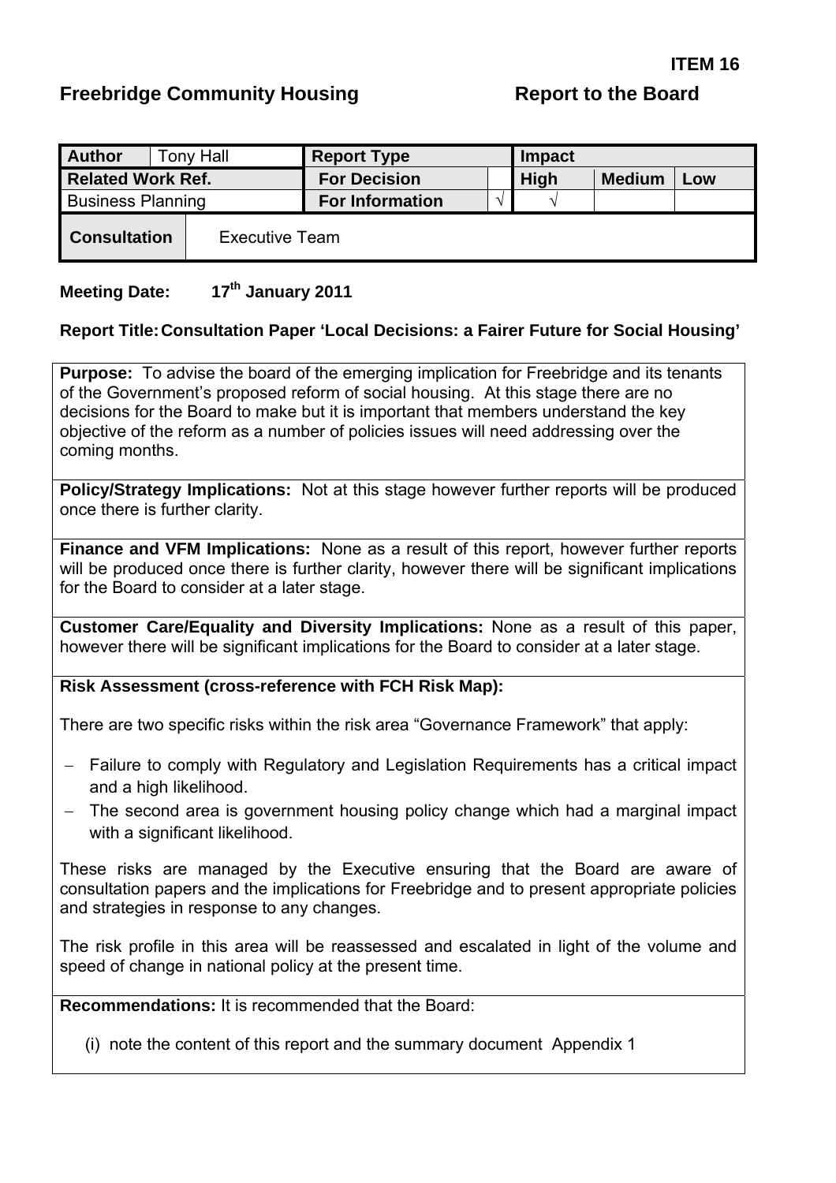**ITEM 16**

## Freebridge Community Housing — Report to the Board

| Author | Tony Hall | Report Type | | Impact | | |
|---|---|---|---|---|---|---|
| **Related Work Ref.** | | **For Decision** | | **High** | **Medium** | **Low** |
| Business Planning | | **For Information** | √ | √ | | |
| **Consultation** | Executive Team | | | | | |

**Meeting Date:** 17th January 2011

**Report Title: Consultation Paper 'Local Decisions: a Fairer Future for Social Housing'**

**Purpose:** To advise the board of the emerging implication for Freebridge and its tenants of the Government's proposed reform of social housing. At this stage there are no decisions for the Board to make but it is important that members understand the key objective of the reform as a number of policies issues will need addressing over the coming months.

**Policy/Strategy Implications:** Not at this stage however further reports will be produced once there is further clarity.

**Finance and VFM Implications:** None as a result of this report, however further reports will be produced once there is further clarity, however there will be significant implications for the Board to consider at a later stage.

**Customer Care/Equality and Diversity Implications:** None as a result of this paper, however there will be significant implications for the Board to consider at a later stage.

**Risk Assessment (cross-reference with FCH Risk Map):**

There are two specific risks within the risk area "Governance Framework" that apply:

- Failure to comply with Regulatory and Legislation Requirements has a critical impact and a high likelihood.
- The second area is government housing policy change which had a marginal impact with a significant likelihood.

These risks are managed by the Executive ensuring that the Board are aware of consultation papers and the implications for Freebridge and to present appropriate policies and strategies in response to any changes.

The risk profile in this area will be reassessed and escalated in light of the volume and speed of change in national policy at the present time.

**Recommendations:** It is recommended that the Board:

(i) note the content of this report and the summary document Appendix 1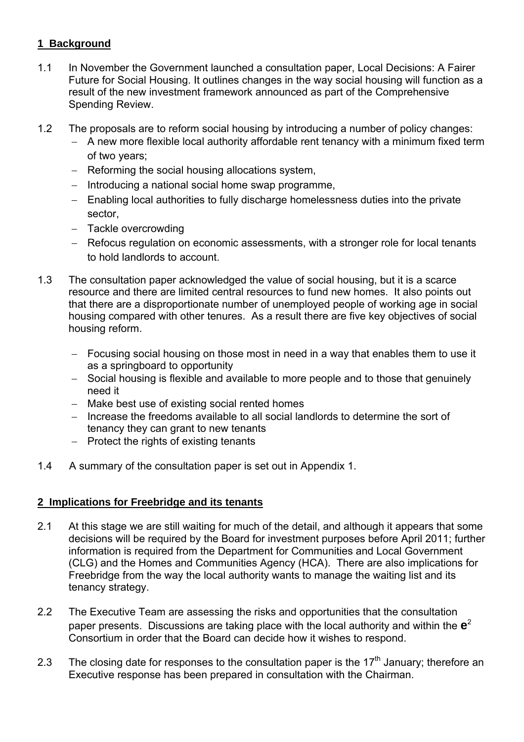## 1 Background

1.1 In November the Government launched a consultation paper, Local Decisions: A Fairer Future for Social Housing. It outlines changes in the way social housing will function as a result of the new investment framework announced as part of the Comprehensive Spending Review.

1.2 The proposals are to reform social housing by introducing a number of policy changes:

- A new more flexible local authority affordable rent tenancy with a minimum fixed term of two years;
- Reforming the social housing allocations system,
- Introducing a national social home swap programme,
- Enabling local authorities to fully discharge homelessness duties into the private sector,
- Tackle overcrowding
- Refocus regulation on economic assessments, with a stronger role for local tenants to hold landlords to account.

1.3 The consultation paper acknowledged the value of social housing, but it is a scarce resource and there are limited central resources to fund new homes. It also points out that there are a disproportionate number of unemployed people of working age in social housing compared with other tenures. As a result there are five key objectives of social housing reform.

- Focusing social housing on those most in need in a way that enables them to use it as a springboard to opportunity
- Social housing is flexible and available to more people and to those that genuinely need it
- Make best use of existing social rented homes
- Increase the freedoms available to all social landlords to determine the sort of tenancy they can grant to new tenants
- Protect the rights of existing tenants

1.4 A summary of the consultation paper is set out in Appendix 1.

## 2 Implications for Freebridge and its tenants

2.1 At this stage we are still waiting for much of the detail, and although it appears that some decisions will be required by the Board for investment purposes before April 2011; further information is required from the Department for Communities and Local Government (CLG) and the Homes and Communities Agency (HCA). There are also implications for Freebridge from the way the local authority wants to manage the waiting list and its tenancy strategy.

2.2 The Executive Team are assessing the risks and opportunities that the consultation paper presents. Discussions are taking place with the local authority and within the **e**$^2$ Consortium in order that the Board can decide how it wishes to respond.

2.3 The closing date for responses to the consultation paper is the 17th January; therefore an Executive response has been prepared in consultation with the Chairman.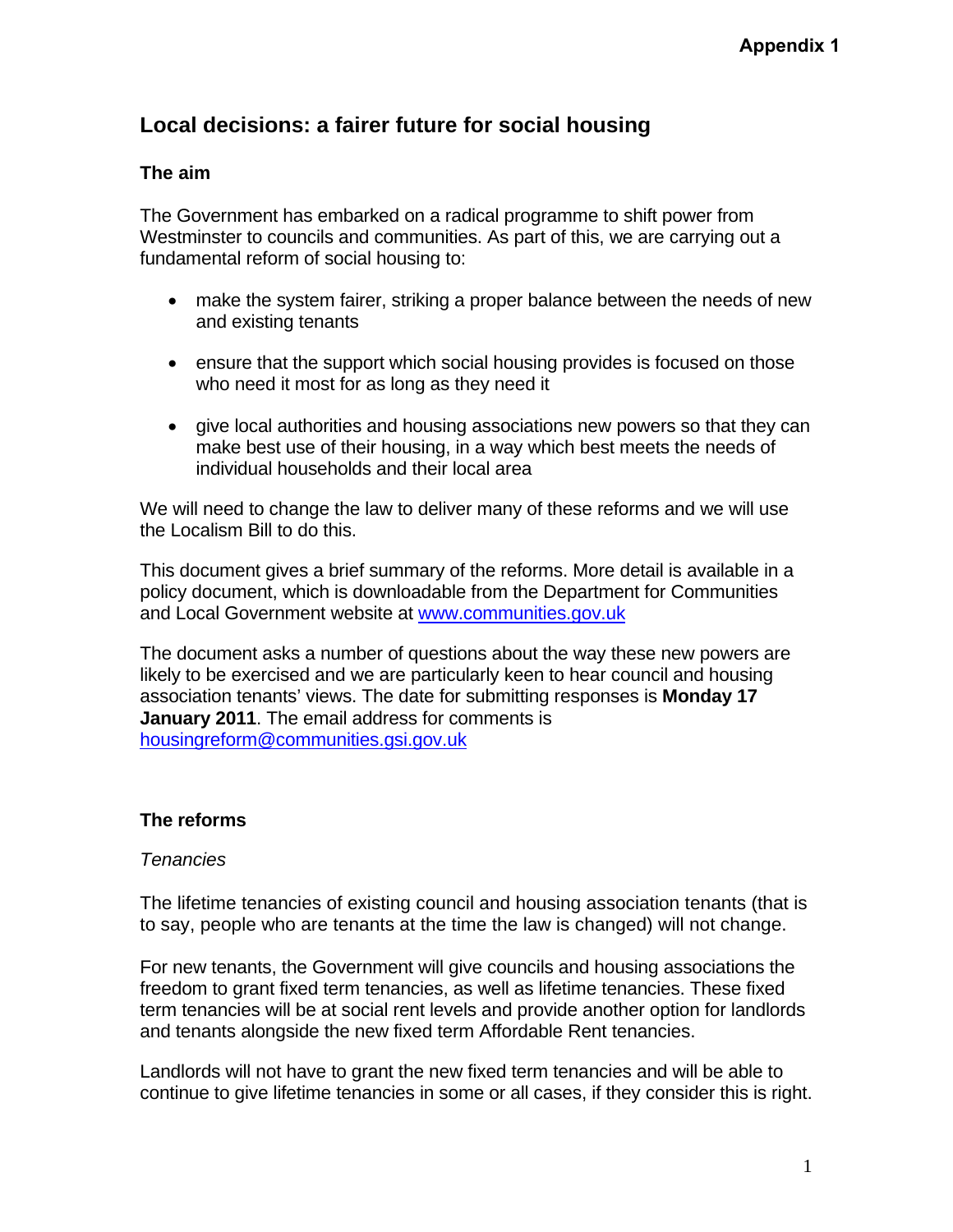Appendix 1

# Local decisions: a fairer future for social housing

### The aim

The Government has embarked on a radical programme to shift power from Westminster to councils and communities. As part of this, we are carrying out a fundamental reform of social housing to:

- make the system fairer, striking a proper balance between the needs of new and existing tenants
- ensure that the support which social housing provides is focused on those who need it most for as long as they need it
- give local authorities and housing associations new powers so that they can make best use of their housing, in a way which best meets the needs of individual households and their local area

We will need to change the law to deliver many of these reforms and we will use the Localism Bill to do this.

This document gives a brief summary of the reforms. More detail is available in a policy document, which is downloadable from the Department for Communities and Local Government website at www.communities.gov.uk

The document asks a number of questions about the way these new powers are likely to be exercised and we are particularly keen to hear council and housing association tenants' views. The date for submitting responses is **Monday 17 January 2011**. The email address for comments is housingreform@communities.gsi.gov.uk

### The reforms

*Tenancies*

The lifetime tenancies of existing council and housing association tenants (that is to say, people who are tenants at the time the law is changed) will not change.

For new tenants, the Government will give councils and housing associations the freedom to grant fixed term tenancies, as well as lifetime tenancies. These fixed term tenancies will be at social rent levels and provide another option for landlords and tenants alongside the new fixed term Affordable Rent tenancies.

Landlords will not have to grant the new fixed term tenancies and will be able to continue to give lifetime tenancies in some or all cases, if they consider this is right.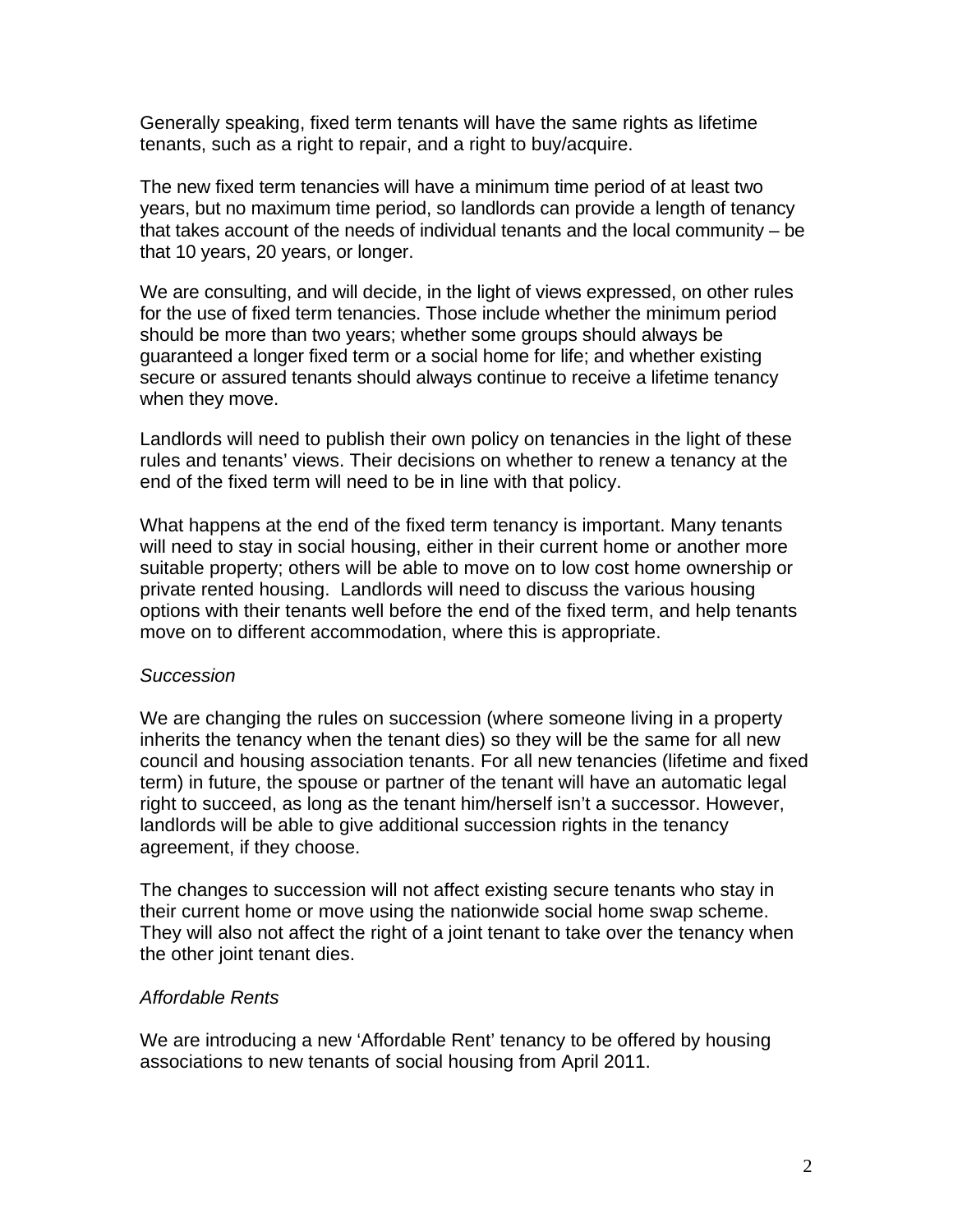Generally speaking, fixed term tenants will have the same rights as lifetime tenants, such as a right to repair, and a right to buy/acquire.

The new fixed term tenancies will have a minimum time period of at least two years, but no maximum time period, so landlords can provide a length of tenancy that takes account of the needs of individual tenants and the local community – be that 10 years, 20 years, or longer.

We are consulting, and will decide, in the light of views expressed, on other rules for the use of fixed term tenancies. Those include whether the minimum period should be more than two years; whether some groups should always be guaranteed a longer fixed term or a social home for life; and whether existing secure or assured tenants should always continue to receive a lifetime tenancy when they move.

Landlords will need to publish their own policy on tenancies in the light of these rules and tenants' views. Their decisions on whether to renew a tenancy at the end of the fixed term will need to be in line with that policy.

What happens at the end of the fixed term tenancy is important. Many tenants will need to stay in social housing, either in their current home or another more suitable property; others will be able to move on to low cost home ownership or private rented housing. Landlords will need to discuss the various housing options with their tenants well before the end of the fixed term, and help tenants move on to different accommodation, where this is appropriate.

*Succession*

We are changing the rules on succession (where someone living in a property inherits the tenancy when the tenant dies) so they will be the same for all new council and housing association tenants. For all new tenancies (lifetime and fixed term) in future, the spouse or partner of the tenant will have an automatic legal right to succeed, as long as the tenant him/herself isn't a successor. However, landlords will be able to give additional succession rights in the tenancy agreement, if they choose.

The changes to succession will not affect existing secure tenants who stay in their current home or move using the nationwide social home swap scheme. They will also not affect the right of a joint tenant to take over the tenancy when the other joint tenant dies.

*Affordable Rents*

We are introducing a new 'Affordable Rent' tenancy to be offered by housing associations to new tenants of social housing from April 2011.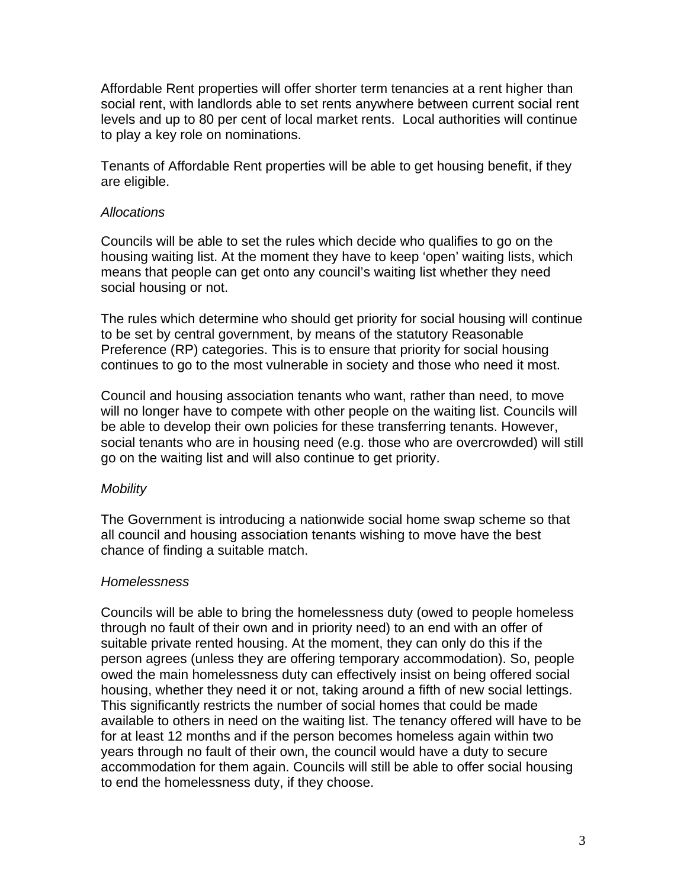Affordable Rent properties will offer shorter term tenancies at a rent higher than social rent, with landlords able to set rents anywhere between current social rent levels and up to 80 per cent of local market rents. Local authorities will continue to play a key role on nominations.

Tenants of Affordable Rent properties will be able to get housing benefit, if they are eligible.

*Allocations*

Councils will be able to set the rules which decide who qualifies to go on the housing waiting list. At the moment they have to keep 'open' waiting lists, which means that people can get onto any council's waiting list whether they need social housing or not.

The rules which determine who should get priority for social housing will continue to be set by central government, by means of the statutory Reasonable Preference (RP) categories. This is to ensure that priority for social housing continues to go to the most vulnerable in society and those who need it most.

Council and housing association tenants who want, rather than need, to move will no longer have to compete with other people on the waiting list. Councils will be able to develop their own policies for these transferring tenants. However, social tenants who are in housing need (e.g. those who are overcrowded) will still go on the waiting list and will also continue to get priority.

*Mobility*

The Government is introducing a nationwide social home swap scheme so that all council and housing association tenants wishing to move have the best chance of finding a suitable match.

*Homelessness*

Councils will be able to bring the homelessness duty (owed to people homeless through no fault of their own and in priority need) to an end with an offer of suitable private rented housing. At the moment, they can only do this if the person agrees (unless they are offering temporary accommodation). So, people owed the main homelessness duty can effectively insist on being offered social housing, whether they need it or not, taking around a fifth of new social lettings. This significantly restricts the number of social homes that could be made available to others in need on the waiting list. The tenancy offered will have to be for at least 12 months and if the person becomes homeless again within two years through no fault of their own, the council would have a duty to secure accommodation for them again. Councils will still be able to offer social housing to end the homelessness duty, if they choose.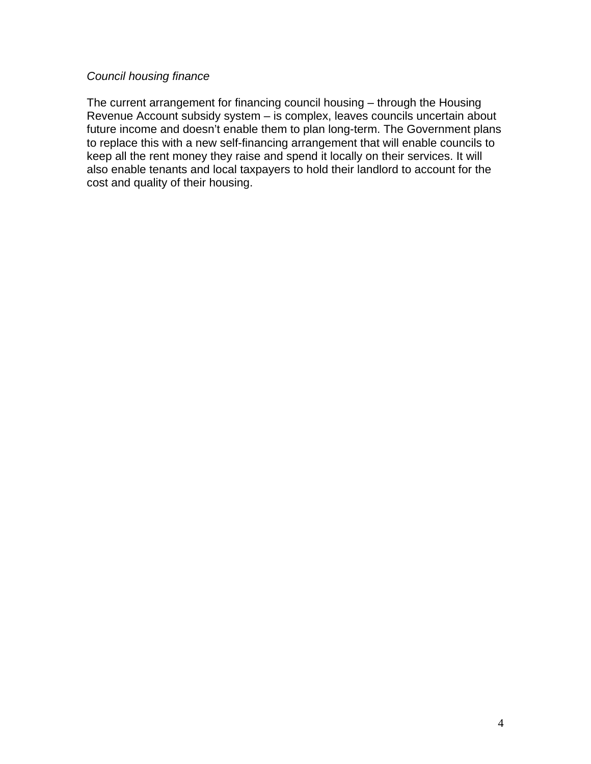*Council housing finance*

The current arrangement for financing council housing – through the Housing Revenue Account subsidy system – is complex, leaves councils uncertain about future income and doesn't enable them to plan long-term. The Government plans to replace this with a new self-financing arrangement that will enable councils to keep all the rent money they raise and spend it locally on their services. It will also enable tenants and local taxpayers to hold their landlord to account for the cost and quality of their housing.